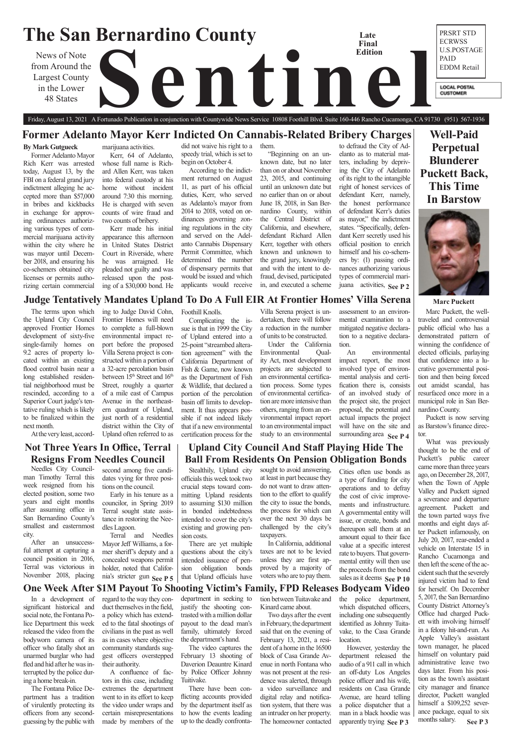# The San Bernardino County Sentinel

News of Note from Around the Largest County in the Lower 48 States

**Late Final Edition**

PRSRT STD
ECRWSS
U.S.POSTAGE
PAID
EDDM Retail

LOCAL POSTAL CUSTOMER

Friday, August 13, 2021 A Fortunado Publication in conjunction with Countywide News Service 10808 Foothill Blvd. Suite 160-446 Rancho Cucamonga, CA 91730 (951) 567-1936

## Former Adelanto Mayor Kerr Indicted On Cannabis-Related Bribery Charges

**By Mark Gutglueck**

Former Adelanto Mayor Rich Kerr was arrested today, August 13, by the FBI on a federal grand jury indictment alleging he accepted more than $57,000 in bribes and kickbacks in exchange for approving ordinances authorizing various types of commercial marijuana activity within the city where he was mayor until December 2018, and ensuring his co-schemers obtained city licenses or permits authorizing certain commercial marijuana activities.

Kerr, 64 of Adelanto, whose full name is Richard Allen Kerr, was taken into federal custody at his home without incident around 7:30 this morning. He is charged with seven counts of wire fraud and two counts of bribery.

Kerr made his initial appearance this afternoon in United States District Court in Riverside, where he was arraigned. He pleaded not guilty and was released upon the posting of a $30,000 bond. He did not waive his right to a speedy trial, which is set to begin on October 4.

According to the indictment returned on August 11, as part of his official duties, Kerr, who served as Adelanto's mayor from 2014 to 2018, voted on ordinances governing zoning regulations in the city and served on the Adelanto Cannabis Dispensary Permit Committee, which determined the number of dispensary permits that would be issued and which applicants would receive them.

"Beginning on an unknown date, but no later than on or about November 23, 2015, and continuing until an unknown date but no earlier than on or about June 18, 2018, in San Bernardino County, within the Central District of California, and elsewhere, defendant Richard Allen Kerr, together with others known and unknown to the grand jury, knowingly and with the intent to defraud, devised, participated in, and executed a scheme to defraud the City of Adelanto as to material matters, including by depriving the City of Adelanto of its right to the intangible right of honest services of defendant Kerr, namely, the honest performance of defendant Kerr's duties as mayor," the indictment states. "Specifically, defendant Kerr secretly used his official position to enrich himself and his co-schemers by: (l) passing ordinances authorizing various types of commercial marijuana activities, **See P 2**

## Well-Paid Perpetual Blunderer Puckett Back, This Time In Barstow

Marc Puckett

Marc Puckett, the well-traveled and controversial public official who has a demonstrated pattern of winning the confidence of elected officials, parlaying that confidence into a lucrative governmental position and then being forced out amidst scandal, has resurfaced once more in a municipal role in San Bernardino County.

Puckett is now serving as Barstow's finance director.

What was previously thought to be the end of Puckett's public career came more than three years ago, on December 28, 2017, when the Town of Apple Valley and Puckett signed a severance and departure agreement. Puckett and the town parted ways five months and eight days after Puckett infamously, on July 20, 2017, rear-ended a vehicle on Interstate 15 in Rancho Cucamonga and then left the scene of the accident such that the severely injured victim had to fend for herself. On December 5, 2017, the San Bernardino County District Attorney's Office had charged Puckett with involving himself in a felony hit-and-run. As Apple Valley's assistant town manager, he placed himself on voluntary paid administrative leave two days later. From his position as the town's assistant city manager and finance director, Puckett wangled himself a $109,252 severance package, equal to six months salary. **See P 3**

## Judge Tentatively Mandates Upland To Do A Full EIR At Frontier Homes' Villa Serena

The terms upon which the Upland City Council approved Frontier Homes development of sixty-five single-family homes on 9.2 acres of property located within an existing flood control basin near a long established residential neighborhood must be rescinded, according to a Superior Court judge's tentative ruling which is likely to be finalized within the next month.

At the very least, according to Judge David Cohn, Frontier Homes will need to complete a full-blown environmental impact report before the proposed Villa Serena project is constructed within a portion of a 32-acre percolation basin between 15th Street and 16th Street, roughly a quarter of a mile east of Campus Avenue in the northeastern quadrant of Upland, just north of a residential district within the City of Upland often referred to as Foothill Knolls.

Complicating the issue is that in 1999 the City of Upland entered into a 25-point "streambed alteration agreement" with the California Department of Fish & Game, now known as the Department of Fish & Wildlife, that declared a portion of the percolation basin off limits to development. It thus appears possible if not indeed likely that if a new environmental certification process for the Villa Serena project is undertaken, there will follow a reduction in the number of units to be constructed.

Under the California Environmental Quality Act, most development projects are subjected to an environmental certification process. Some types of environmental certification are more intensive than others, ranging from an environmental impact report to an environmental impact study to an environmental assessment to an environmental examination to a mitigated negative declaration to a negative declaration.

An environmental impact report, the most involved type of environmental analysis and certification there is, consists of an involved study of the project site, the project proposal, the potential and actual impacts the project will have on the site and surrounding area **See P 4**

## Not Three Years In Office, Terral Resigns From Needles Council

Needles City Councilman Timothy Terral this week resigned from his elected position, some two years and eight months after assuming office in San Bernardino County's smallest and easternmost city.

After an unsuccessful attempt at capturing a council position in 2016, Terral was victorious in November 2018, placing second among five candidates vying for three positions on the council.

Early in his tenure as a councilor, in Spring 2019 Terral sought state assistance in restoring the Needles Lagoon.

Terral and Needles Mayor Jeff Williams, a former sheriff's deputy and a concealed weapons permit holder, noted that California's stricter gun **See P 5**

## Upland City Council And Staff Playing Hide The Ball From Residents On Pension Obligation Bonds

Stealthily, Upland city officials this week took two crucial steps toward committing Upland residents to assuming $130 million in bonded indebtedness intended to cover the city's existing and growing pension costs.

There are yet multiple questions about the city's intended issuance of pension obligation bonds that Upland officials have sought to avoid answering, at least in part because they do not want to draw attention to the effort to qualify the city to issue the bonds, the process for which can over the next 30 days be challenged by the city's taxpayers.

In California, additional taxes are not to be levied unless they are first approved by a majority of voters who are to pay them.

Cities often use bonds as a type of funding for city operations and to defray the cost of civic improvements and infrastructure. A governmental entity will issue, or create, bonds and thereupon sell them at an amount equal to their face value at a specific interest rate to buyers. That governmental entity will then use the proceeds from the bond sales as it deems **See P 10**

## One Week After $1M Payout To Shooting Victim's Family, FPD Releases Bodycam Video

In a development of significant historical and social note, the Fontana Police Department this week released the video from the bodyworn camera of its officer who fatally shot an unarmed burglar who had fled and hid after he was interrupted by the police during a home break-in.

The Fontana Police Department has a tradition of virulently protecting its officers from any second-guessing by the public with regard to the way they conduct themselves in the field, a policy which has extended to the fatal shootings of civilians in the past as well as in cases where objective community standards suggest officers overstepped their authority.

A confluence of factors in this case, including extremes the department went to in its effort to keep the video under wraps and certain misrepresentations made by members of the department in seeking to justify the shooting contrasted with a million dollar payout to the dead man's family, ultimately forced the department's hand.

The video captures the February 13 shooting of Daverion Deauntre Kinard by Police Officer Johnny Tuitivake.

There have been conflicting accounts provided by the department itself as to how the events leading up to the deadly confrontation between Tuitavake and Kinard came about.

Two days after the event in February, the department said that on the evening of February 13, 2021, a resident of a home in the 16500 block of Casa Grande Avenue in north Fontana who was not present at the residence was alerted, through a video surveillance and digital relay and notification system, that there was an intruder on her property. The homeowner contacted the police department, which dispatched officers, including one subsequently identified as Johnny Tuitavake, to the Casa Grande location.

However, yesterday the department released the audio of a 911 call in which an off-duty Los Angeles police officer and his wife, residents on Casa Grande Avenue, are heard telling a police dispatcher that a man in a black hoodie was apparently trying **See P 3**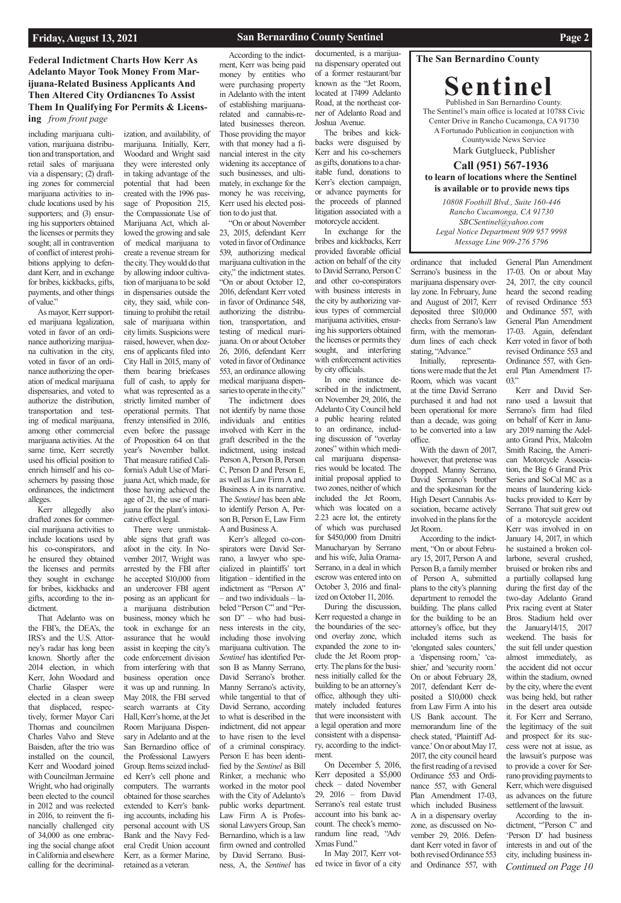## Federal Indictment Charts How Kerr As Adelanto Mayor Took Money From Marijuana-Related Business Applicants And Then Altered City Ordiancnes To Assist Them In Qualifying For Permits & Licensing *from front page*

including marijuana cultivation, marijuana distribution and transportation, and retail sales of marijuana via a dispensary; (2) drafting zones for commercial marijuana activities to include locations used by his supporters; and (3) ensuring his supporters obtained the licenses or permits they sought; all in contravention of conflict of interest prohibitions applying to defendant Kerr, and in exchange for bribes, kickbacks, gifts, payments, and other things of value."

As mayor, Kerr supported marijuana legalization, voted in favor of an ordinance authorizing marijuana cultivation in the city, voted in favor of an ordinance authorizing the operation of medical marijuana dispensaries, and voted to authorize the distribution, transportation and testing of medical marijuana, among other commercial marijuana activities. At the same time, Kerr secretly used his official position to enrich himself and his co-schemers by passing those ordinances, the indictment alleges.

Kerr allegedly also drafted zones for commercial marijuana activities to include locations used by his co-conspirators, and he ensured they obtained the licenses and permits they sought in exchange for bribes, kickbacks and gifts, according to the indictment.

That Adelanto was on the FBI's, the DEA's, the IRS's and the U.S. Attorney's radar has long been known. Shortly after the 2014 election, in which Kerr, John Woodard and Charlie Glasper were elected in a clean sweep that displaced, respectively, former Mayor Cari Thomas and councilmen Charles Valvo and Steve Baisden, after the trio was installed on the council, Kerr and Woodard joined with Councilman Jermaine Wright, who had originally been elected to the council in 2012 and was reelected in 2016, to reinvent the financially challenged city of 34,000 as one embracing the social change afoot in California and elsewhere calling for the decriminalization, and availability, of marijuana. Initially, Kerr, Woodard and Wright said they were interested only in taking advantage of the potential that had been created with the 1996 passage of Proposition 215, the Compassionate Use of Marijuana Act, which allowed the growing and sale of medical marijuana to create a revenue stream for the city. They would do that by allowing indoor cultivation of marijuana to be sold in dispensaries outside the city, they said, while continuing to prohibit the retail sale of marijuana within city limits. Suspicions were raised, however, when dozens of applicants filed into City Hall in 2015, many of them bearing briefcases full of cash, to apply for what was represented as a strictly limited number of operational permits. That frenzy intensified in 2016, even before the passage of Proposition 64 on that year's November ballot. That measure ratified California's Adult Use of Marijuana Act, which made, for those having achieved the age of 21, the use of marijuana for the plant's intoxicative effect legal.

There were unmistakable signs that graft was afoot in the city. In November 2017, Wright was arrested by the FBI after he accepted $10,000 from an undercover FBI agent posing as an applicant for a marijuana distribution business, money which he took in exchange for an assurance that he would assist in keeping the city's code enforcement division from interfering with that business operation once it was up and running. In May 2018, the FBI served search warrants at City Hall, Kerr's home, at the Jet Room Marijuana Dispensary in Adelanto and at the San Bernardino office of the Professional Lawyers Group. Items seized included Kerr's cell phone and computers. The warrants obtained for those searches extended to Kerr's banking accounts, including his personal account with US Bank and the Navy Federal Credit Union account Kerr, as a former Marine, retained as a veteran.

According to the indictment, Kerr was being paid money by entities who were purchasing property in Adelanto with the intent of establishing marijuana-related and cannabis-related businesses thereon. Those providing the mayor with that money had a financial interest in the city widening its acceptance of such businesses, and ultimately, in exchange for the money he was receiving, Kerr used his elected position to do just that.

"On or about November 23, 2015, defendant Kerr voted in favor of Ordinance 539, authorizing medical marijuana cultivation in the city," the indictment states. "On or about October 12, 2016, defendant Kerr voted in favor of Ordinance 548, authorizing the distribution, transportation, and testing of medical marijuana. On or about October 26, 2016, defendant Kerr voted in favor of Ordinance 553, an ordinance allowing medical marijuana dispensaries to operate in the city."

The indictment does not identify by name those individuals and entities involved with Kerr in the graft described in the indictment, using instead Person A, Person B, Person C, Person D and Person E, as well as Law Firm A and Business A in its narrative. The *Sentinel* has been able to identify Person A, Person B, Person E, Law Firm A and Business A.

Kerr's alleged co-conspirators were David Serrano, a lawyer who specialized in plaintiffs' tort litigation – identified in the indictment as "Person A" – and two individuals – labeled "Person C" and "Person D" – who had business interests in the city, including those involving marijuana cultivation. The *Sentinel* has identified Person B as Manny Serrano, David Serrano's brother. Manny Serrano's activity, while tangential to that of David Serrano, according to what is described in the indictment, did not appear to have risen to the level of a criminal conspiracy. Person E has been identified by the *Sentinel* as Bill Rinker, a mechanic who worked in the motor pool with the City of Adelanto's public works department. Law Firm A is Professional Lawyers Group, San Bernardino, which is a law firm owned and controlled by David Serrano. Business, A, the *Sentinel* has documented, is a marijuana dispensary operated out of a former restaurant/bar known as the "Jet Room, located at 17499 Adelanto Road, at the northeast corner of Adelanto Road and Joshua Avenue.

The bribes and kickbacks were disguised by Kerr and his co-schemers as gifts, donations to a charitable fund, donations to Kerr's election campaign, or advance payments for the proceeds of planned litigation associated with a motorcycle accident.

In exchange for the bribes and kickbacks, Kerr provided favorable official action on behalf of the city to David Serrano, Person C and other co-conspirators with business interests in the city by authorizing various types of commercial marijuana activities, ensuring his supporters obtained the licenses or permits they sought, and interfering with enforcement activities by city officials.

In one instance described in the indictment, on November 29, 2016, the Adelanto City Council held a public hearing related to an ordinance, including discussion of "overlay zones" within which medical marijuana dispensaries would be located. The initial proposal applied to two zones, neither of which included the Jet Room, which was located on a 2.23 acre lot, the entirety of which was purchased for $450,000 from Dmitri Manucharyan by Serrano and his wife, Julia Orama-Serrano, in a deal in which escrow was entered into on October 3, 2016 and finalized on October 11, 2016.

During the discussion, Kerr requested a change in the boundaries of the second overlay zone, which expanded the zone to include the Jet Room property. The plans for the business initially called for the building to be an attorney's office, although they ultimately included features that were inconsistent with a legal operation and more consistent with a dispensary, according to the indictment.

On December 5, 2016, Kerr deposited a $5,000 check – dated November 29, 2016 – from David Serrano's real estate trust account into his bank account. The check's memorandum line read, "Adv Xmas Fund."

In May 2017, Kerr voted twice in favor of a city ordinance that included Serrano's business in the marijuana dispensary overlay zone. In February, June and August of 2017, Kerr deposited three $10,000 checks from Serrano's law firm, with the memorandum lines of each check stating, "Advance."

Initially, representations were made that the Jet Room, which was vacant at the time David Serrano purchased it and had not been operational for more than a decade, was going to be converted into a law office.

With the dawn of 2017, however, that pretense was dropped. Manny Serrano, David Serrano's brother and the spokesman for the High Desert Cannabis Association, became actively involved in the plans for the Jet Room.

According to the indictment, "On or about February 15, 2017, Person A and Person B, a family member of Person A, submitted plans to the city's planning department to remodel the building. The plans called for the building to be an attorney's office, but they included items such as 'elongated sales counters,' a 'dispensing room,' 'cashier,' and 'security room.' On or about February 28, 2017, defendant Kerr deposited a $10,000 check from Law Firm A into his US Bank account. The memorandum line of the check stated, 'Plaintiff Advance.' On or about May 17, 2017, the city council heard the first reading of a revised Ordinance 553 and Ordinance 557, with General Plan Amendment 17-03, which included Business A in a dispensary overlay zone, as discussed on November 29, 2016. Defendant Kerr voted in favor of both revised Ordinance 553 and Ordinance 557, with General Plan Amendment 17-03. On or about May 24, 2017, the city council heard the second reading of revised Ordinance 553 and Ordinance 557, with General Plan Amendment 17-03. Again, defendant Kerr voted in favor of both revised Ordinance 553 and Ordinance 557, with General Plan Amendment 17-03."

Kerr and David Serrano used a lawsuit that Serrano's firm had filed on behalf of Kerr in January 2019 naming the Adelanto Grand Prix, Malcolm Smith Racing, the American Motorcycle Association, the Big 6 Grand Prix Series and SoCal MC as a means of laundering kickbacks provided to Kerr by Serrano. That suit grew out of a motorcycle accident Kerr was involved in on January 14, 2017, in which he sustained a broken collarbone, several crushed, bruised or broken ribs and a partially collapsed lung during the first day of the two-day Adelanto Grand Prix racing event at Stater Bros. Stadium held over the January14/15, 2017 weekend. The basis for the suit fell under question almost immediately, as the accident did not occur within the stadium, owned by the city, where the event was being held, but rather in the desert area outside it. For Kerr and Serrano, the legitimacy of the suit and prospect for its success were not at issue, as the lawsuit's purpose was to provide a cover for Serrano providing payments to Kerr, which were disguised as advances on the future settlement of the lawsuit.

According to the indictment, "'Person C' and 'Person D' had business interests in and out of the city, including business in-

*Continued on Page 10*

---

**The San Bernardino County**

# Sentinel

Published in San Bernardino County.
The Sentinel's main office is located at 10788 Civic Center Drive in Rancho Cucamonga, CA 91730
A Fortunado Publication in conjunction with Countywide News Service
Mark Gutglueck, Publisher

**Call (951) 567-1936**
**to learn of locations where the Sentinel is available or to provide news tips**

*10808 Foothill Blvd., Suite 160-446*
*Rancho Cucamonga, CA 91730*
*SBCSentinel@yahoo.com*
*Legal Notice Department 909 957 9998*
*Message Line 909-276 5796*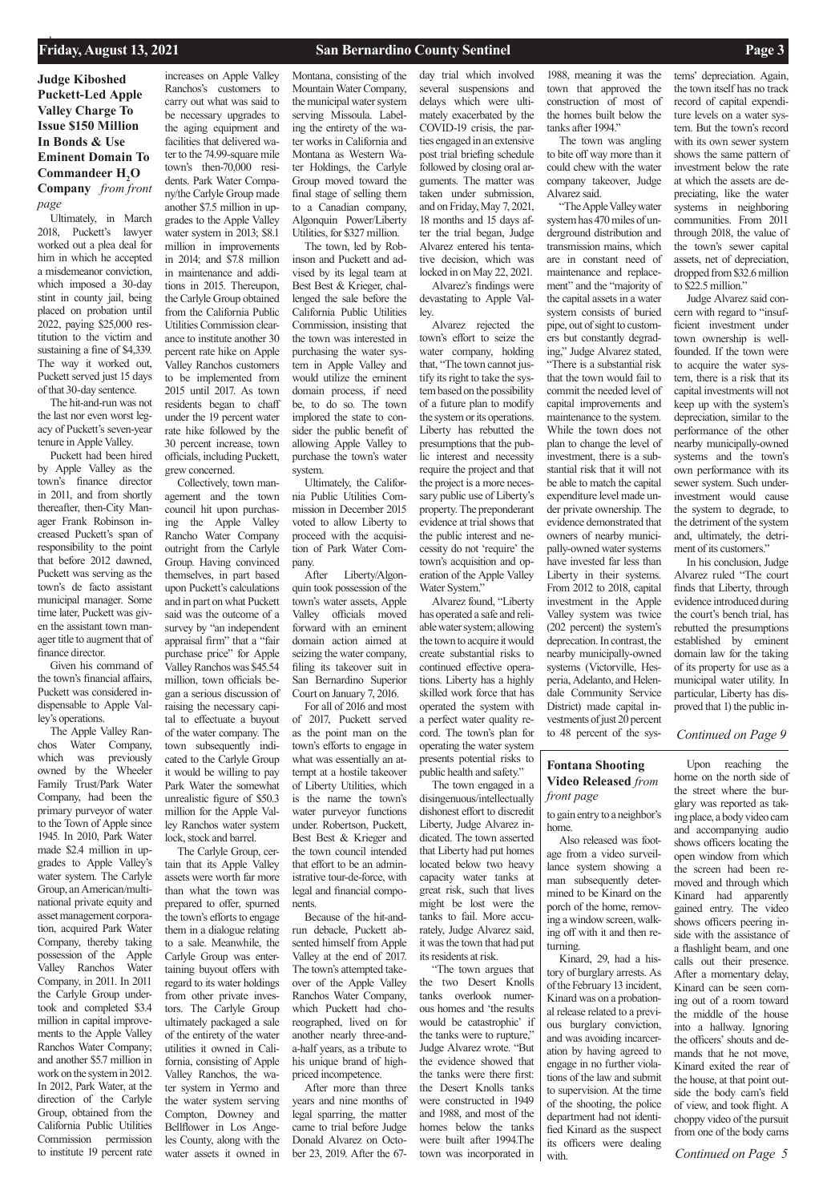## Judge Kiboshed Puckett-Led Apple Valley Charge To Issue $150 Million In Bonds & Use Eminent Domain To Commandeer $H_2O$ Company *from front page*

Ultimately, in March 2018, Puckett's lawyer worked out a plea deal for him in which he accepted a misdemeanor conviction, which imposed a 30-day stint in county jail, being placed on probation until 2022, paying $25,000 restitution to the victim and sustaining a fine of $4,339. The way it worked out, Puckett served just 15 days of that 30-day sentence.

The hit-and-run was not the last nor even worst legacy of Puckett's seven-year tenure in Apple Valley.

Puckett had been hired by Apple Valley as the town's finance director in 2011, and from shortly thereafter, then-City Manager Frank Robinson increased Puckett's span of responsibility to the point that before 2012 dawned, Puckett was serving as the town's de facto assistant municipal manager. Some time later, Puckett was given the assistant town manager title to augment that of finance director.

Given his command of the town's financial affairs, Puckett was considered indispensable to Apple Valley's operations.

The Apple Valley Ranchos Water Company, which was previously owned by the Wheeler Family Trust/Park Water Company, had been the primary purveyor of water to the Town of Apple since 1945. In 2010, Park Water made $2.4 million in upgrades to Apple Valley's water system. The Carlyle Group, an American/multinational private equity and asset management corporation, acquired Park Water Company, thereby taking possession of the Apple Valley Ranchos Water Company, in 2011. In 2011 the Carlyle Group undertook and completed $3.4 million in capital improvements to the Apple Valley Ranchos Water Company; and another $5.7 million in work on the system in 2012. In 2012, Park Water, at the direction of the Carlyle Group, obtained from the California Public Utilities Commission permission to institute 19 percent rate increases on Apple Valley Ranchos's customers to carry out what was said to be necessary upgrades to the aging equipment and facilities that delivered water to the 74.99-square mile town's then-70,000 residents. Park Water Company/the Carlyle Group made another $7.5 million in upgrades to the Apple Valley water system in 2013; $8.1 million in improvements in 2014; and $7.8 million in maintenance and additions in 2015. Thereupon, the Carlyle Group obtained from the California Public Utilities Commission clearance to institute another 30 percent rate hike on Apple Valley Ranchos customers to be implemented from 2015 until 2017. As town residents began to chaff under the 19 percent water rate hike followed by the 30 percent increase, town officials, including Puckett, grew concerned.

Collectively, town management and the town council hit upon purchasing the Apple Valley Rancho Water Company outright from the Carlyle Group. Having convinced themselves, in part based upon Puckett's calculations and in part on what Puckett said was the outcome of a survey by "an independent appraisal firm" that a "fair purchase price" for Apple Valley Ranchos was $45.54 million, town officials began a serious discussion of raising the necessary capital to effectuate a buyout of the water company. The town subsequently indicated to the Carlyle Group it would be willing to pay Park Water the somewhat unrealistic figure of $50.3 million for the Apple Valley Ranchos water system lock, stock and barrel.

The Carlyle Group, certain that its Apple Valley assets were worth far more than what the town was prepared to offer, spurned the town's efforts to engage them in a dialogue relating to a sale. Meanwhile, the Carlyle Group was entertaining buyout offers with regard to its water holdings from other private investors. The Carlyle Group ultimately packaged a sale of the entirety of the water utilities it owned in California, consisting of Apple Valley Ranchos, the water system in Yermo and the water system serving Compton, Downey and Bellflower in Los Angeles County, along with the water assets it owned in Montana, consisting of the Mountain Water Company, the municipal water system serving Missoula. Labeling the entirety of the water works in California and Montana as Western Water Holdings, the Carlyle Group moved toward the final stage of selling them to a Canadian company, Algonquin Power/Liberty Utilities, for $327 million.

The town, led by Robinson and Puckett and advised by its legal team at Best Best & Krieger, challenged the sale before the California Public Utilities Commission, insisting that the town was interested in purchasing the water system in Apple Valley and would utilize the eminent domain process, if need be, to do so. The town implored the state to consider the public benefit of allowing Apple Valley to purchase the town's water system.

Ultimately, the California Public Utilities Commission in December 2015 voted to allow Liberty to proceed with the acquisition of Park Water Company.

After Liberty/Algonquin took possession of the town's water assets, Apple Valley officials moved forward with an eminent domain action aimed at seizing the water company, filing its takeover suit in San Bernardino Superior Court on January 7, 2016.

For all of 2016 and most of 2017, Puckett served as the point man on the town's efforts to engage in what was essentially an attempt at a hostile takeover of Liberty Utilities, which is the name the town's water purveyor functions under. Robertson, Puckett, Best Best & Krieger and the town council intended that effort to be an administrative tour-de-force, with legal and financial components.

Because of the hit-and-run debacle, Puckett absented himself from Apple Valley at the end of 2017. The town's attempted takeover of the Apple Valley Ranchos Water Company, which Puckett had choreographed, lived on for another nearly three-and-a-half years, as a tribute to his unique brand of high-priced incompetence.

After more than three years and nine months of legal sparring, the matter came to trial before Judge Donald Alvarez on October 23, 2019. After the 67-day trial which involved several suspensions and delays which were ultimately exacerbated by the COVID-19 crisis, the parties engaged in an extensive post trial briefing schedule followed by closing oral arguments. The matter was taken under submission, and on Friday, May 7, 2021, 18 months and 15 days after the trial began, Judge Alvarez entered his tentative decision, which was locked in on May 22, 2021.

Alvarez's findings were devastating to Apple Valley.

Alvarez rejected the town's effort to seize the water company, holding that, "The town cannot justify its right to take the system based on the possibility of a future plan to modify the system or its operations. Liberty has rebutted the presumptions that the public interest and necessity require the project and that the project is a more necessary public use of Liberty's property. The preponderant evidence at trial shows that the public interest and necessity do not 'require' the town's acquisition and operation of the Apple Valley Water System."

Alvarez found, "Liberty has operated a safe and reliable water system; allowing the town to acquire it would create substantial risks to continued effective operations. Liberty has a highly skilled work force that has operated the system with a perfect water quality record. The town's plan for operating the water system presents potential risks to public health and safety."

The town engaged in a disingenuous/intellectually dishonest effort to discredit Liberty, Judge Alvarez indicated. The town asserted that Liberty had put homes located below two heavy capacity water tanks at great risk, such that lives might be lost were the tanks to fail. More accurately, Judge Alvarez said, it was the town that had put its residents at risk.

"The town argues that the two Desert Knolls tanks overlook numerous homes and 'the results would be catastrophic' if the tanks were to rupture," Judge Alvarez wrote. "But the evidence showed that the tanks were there first: the Desert Knolls tanks were constructed in 1949 and 1988, and most of the homes below the tanks were built after 1994.The town was incorporated in 1988, meaning it was the town that approved the construction of most of the homes built below the tanks after 1994."

The town was angling to bite off way more than it could chew with the water company takeover, Judge Alvarez said.

"The Apple Valley water system has 470 miles of underground distribution and transmission mains, which are in constant need of maintenance and replacement" and the "majority of the capital assets in a water system consists of buried pipe, out of sight to customers but constantly degrading," Judge Alvarez stated, "There is a substantial risk that the town would fail to commit the needed level of capital improvements and maintenance to the system. While the town does not plan to change the level of investment, there is a substantial risk that it will not be able to match the capital expenditure level made under private ownership. The evidence demonstrated that owners of nearby municipally-owned water systems have invested far less than Liberty in their systems. From 2012 to 2018, capital investment in the Apple Valley system was twice (202 percent) the system's deprecation. In contrast, the nearby municipally-owned systems (Victorville, Hesperia, Adelanto, and Helendale Community Service District) made capital investments of just 20 percent to 48 percent of the systems' depreciation. Again, the town itself has no track record of capital expenditure levels on a water system. But the town's record with its own sewer system shows the same pattern of investment below the rate at which the assets are depreciating, like the water systems in neighboring communities. From 2011 through 2018, the value of the town's sewer capital assets, net of depreciation, dropped from $32.6 million to $22.5 million."

Judge Alvarez said concern with regard to "insufficient investment under town ownership is well-founded. If the town were to acquire the water system, there is a risk that its capital investments will not keep up with the system's depreciation, similar to the performance of the other nearby municipally-owned systems and the town's own performance with its sewer system. Such underinvestment would cause the system to degrade, to the detriment of the system and, ultimately, the detriment of its customers."

In his conclusion, Judge Alvarez ruled "The court finds that Liberty, through evidence introduced during the court's bench trial, has rebutted the presumptions established by eminent domain law for the taking of its property for use as a municipal water utility. In particular, Liberty has disproved that 1) the public in-

*Continued on Page 9*

## Fontana Shooting Video Released *from front page*

to gain entry to a neighbor's home.

Also released was footage from a video surveillance system showing a man subsequently determined to be Kinard on the porch of the home, removing a window screen, walking off with it and then returning.

Kinard, 29, had a history of burglary arrests. As of the February 13 incident, Kinard was on a probational release related to a previous burglary conviction, and was avoiding incarceration by having agreed to engage in no further violations of the law and submit to supervision. At the time of the shooting, the police department had not identified Kinard as the suspect its officers were dealing with.

Upon reaching the home on the north side of the street where the burglary was reported as taking place, a body video cam and accompanying audio shows officers locating the open window from which the screen had been removed and through which Kinard had apparently gained entry. The video shows officers peering inside with the assistance of a flashlight beam, and one calls out their presence. After a momentary delay, Kinard can be seen coming out of a room toward the middle of the house into a hallway. Ignoring the officers' shouts and demands that he not move, Kinard exited the rear of the house, at that point outside the body cam's field of view, and took flight. A choppy video of the pursuit from one of the body cams

*Continued on Page 5*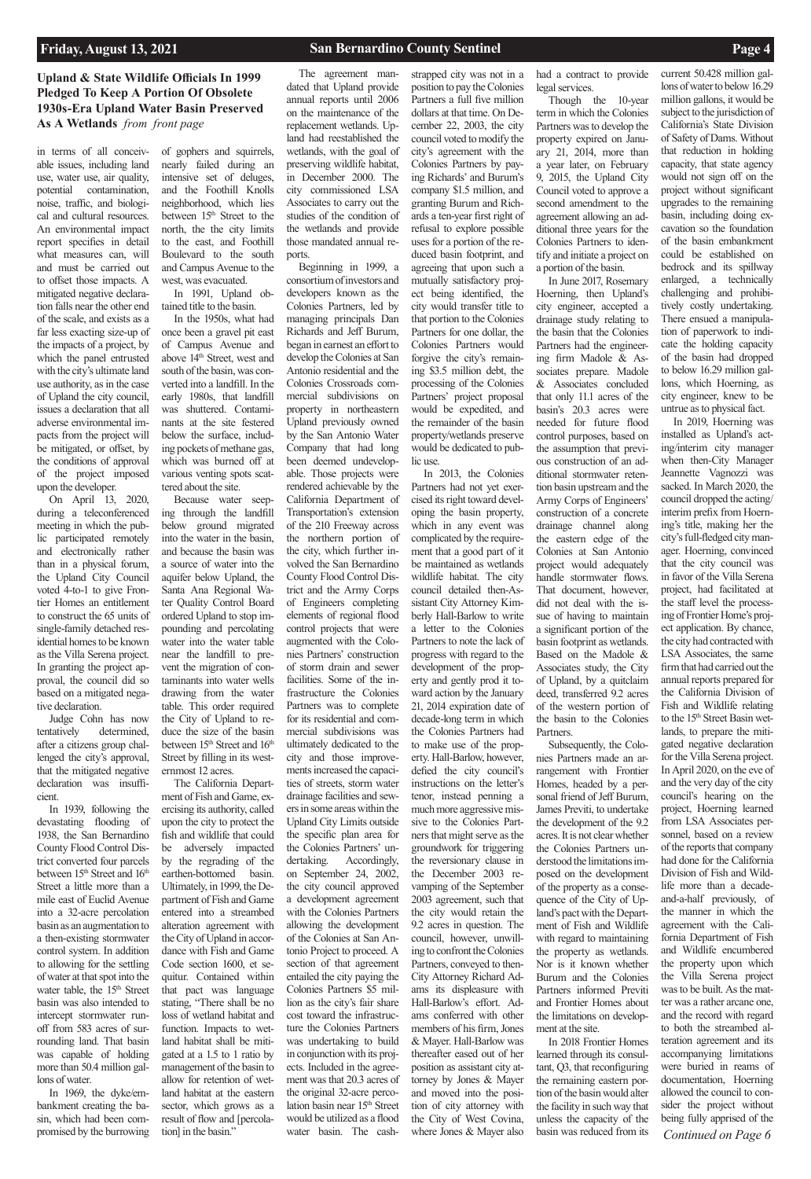## Upland & State Wildlife Officials In 1999 Pledged To Keep A Portion Of Obsolete 1930s-Era Upland Water Basin Preserved As A Wetlands *from front page*

in terms of all conceivable issues, including land use, water use, air quality, potential contamination, noise, traffic, and biological and cultural resources. An environmental impact report specifies in detail what measures can, will and must be carried out to offset those impacts. A mitigated negative declaration falls near the other end of the scale, and exists as a far less exacting size-up of the impacts of a project, by which the panel entrusted with the city's ultimate land use authority, as in the case of Upland the city council, issues a declaration that all adverse environmental impacts from the project will be mitigated, or offset, by the conditions of approval of the project imposed upon the developer.

On April 13, 2020, during a teleconferenced meeting in which the public participated remotely and electronically rather than in a physical forum, the Upland City Council voted 4-to-1 to give Frontier Homes an entitlement to construct the 65 units of single-family detached residential homes to be known as the Villa Serena project. In granting the project approval, the council did so based on a mitigated negative declaration.

Judge Cohn has now tentatively determined, after a citizens group challenged the city's approval, that the mitigated negative declaration was insufficient.

In 1939, following the devastating flooding of 1938, the San Bernardino County Flood Control District converted four parcels between 15th Street and 16th Street a little more than a mile east of Euclid Avenue into a 32-acre percolation basin as an augmentation to a then-existing stormwater control system. In addition to allowing for the settling of water at that spot into the water table, the 15th Street basin was also intended to intercept stormwater runoff from 583 acres of surrounding land. That basin was capable of holding more than 50.4 million gallons of water.

In 1969, the dyke/embankment creating the basin, which had been compromised by the burrowing of gophers and squirrels, nearly failed during an intensive set of deluges, and the Foothill Knolls neighborhood, which lies between 15th Street to the north, the the city limits to the east, and Foothill Boulevard to the south and Campus Avenue to the west, was evacuated.

In 1991, Upland obtained title to the basin.

In the 1950s, what had once been a gravel pit east of Campus Avenue and above 14th Street, west and south of the basin, was converted into a landfill. In the early 1980s, that landfill was shuttered. Contaminants at the site festered below the surface, including pockets of methane gas, which was burned off at various venting spots scattered about the site.

Because water seeping through the landfill below ground migrated into the water in the basin, and because the basin was a source of water into the aquifer below Upland, the Santa Ana Regional Water Quality Control Board ordered Upland to stop impounding and percolating water into the water table near the landfill to prevent the migration of contaminants into water wells drawing from the water table. This order required the City of Upland to reduce the size of the basin between 15th Street and 16th Street by filling in its westernmost 12 acres.

The California Department of Fish and Game, exercising its authority, called upon the city to protect the fish and wildlife that could be adversely impacted by the regrading of the earthen-bottomed basin. Ultimately, in 1999, the Department of Fish and Game entered into a streambed alteration agreement with the City of Upland in accordance with Fish and Game Code section 1600, et sequitur. Contained within that pact was language stating, "There shall be no loss of wetland habitat and function. Impacts to wetland habitat shall be mitigated at a 1.5 to 1 ratio by management of the basin to allow for retention of wetland habitat at the eastern sector, which grows as a result of flow and [percolation] in the basin."

The agreement mandated that Upland provide annual reports until 2006 on the maintenance of the replacement wetlands. Upland had reestablished the wetlands, with the goal of preserving wildlife habitat, in December 2000. The city commissioned LSA Associates to carry out the studies of the condition of the wetlands and provide those mandated annual reports.

Beginning in 1999, a consortium of investors and developers known as the Colonies Partners, led by managing principals Dan Richards and Jeff Burum, began in earnest an effort to develop the Colonies at San Antonio residential and the Colonies Crossroads commercial subdivisions on property in northeastern Upland previously owned by the San Antonio Water Company that had long been deemed undevelopable. Those projects were rendered achievable by the California Department of Transportation's extension of the 210 Freeway across the northern portion of the city, which further involved the San Bernardino County Flood Control District and the Army Corps of Engineers completing elements of regional flood control projects that were augmented with the Colonies Partners' construction of storm drain and sewer facilities. Some of the infrastructure the Colonies Partners was to complete for its residential and commercial subdivisions was ultimately dedicated to the city and those improvements increased the capacities of streets, storm water drainage facilities and sewers in some areas within the Upland City Limits outside the specific plan area for the Colonies Partners' undertaking. Accordingly, on September 24, 2002, the city council approved a development agreement with the Colonies Partners allowing the development of the Colonies at San Antonio Project to proceed. A section of that agreement entailed the city paying the Colonies Partners $5 million as the city's fair share cost toward the infrastructure the Colonies Partners was undertaking to build in conjunction with its projects. Included in the agreement was that 20.3 acres of the original 32-acre percolation basin near 15th Street would be utilized as a flood water basin. The cash-strapped city was not in a position to pay the Colonies Partners a full five million dollars at that time. On December 22, 2003, the city council voted to modify the city's agreement with the Colonies Partners by paying Richards' and Burum's company $1.5 million, and granting Burum and Richards a ten-year first right of refusal to explore possible uses for a portion of the reduced basin footprint, and agreeing that upon such a mutually satisfactory project being identified, the city would transfer title to that portion to the Colonies Partners for one dollar, the Colonies Partners would forgive the city's remaining $3.5 million debt, the processing of the Colonies Partners' project proposal would be expedited, and the remainder of the basin property/wetlands preserve would be dedicated to public use.

In 2013, the Colonies Partners had not yet exercised its right toward developing the basin property, which in any event was complicated by the requirement that a good part of it be maintained as wetlands wildlife habitat. The city council detailed then-Assistant City Attorney Kimberly Hall-Barlow to write a letter to the Colonies Partners to note the lack of progress with regard to the development of the property and gently prod it toward action by the January 21, 2014 expiration date of decade-long term in which the Colonies Partners had to make use of the property. Hall-Barlow, however, defied the city council's instructions on the letter's tenor, instead penning a much more aggressive missive to the Colonies Partners that might serve as the groundwork for triggering the reversionary clause in the December 2003 revamping of the September 2003 agreement, such that the city would retain the 9.2 acres in question. The council, however, unwilling to confront the Colonies Partners, conveyed to then-City Attorney Richard Adams its displeasure with Hall-Barlow's effort. Adams conferred with other members of his firm, Jones & Mayer. Hall-Barlow was thereafter eased out of her position as assistant city attorney by Jones & Mayer and moved into the position of city attorney with the City of West Covina, where Jones & Mayer also had a contract to provide legal services.

Though the 10-year term in which the Colonies Partners was to develop the property expired on January 21, 2014, more than a year later, on February 9, 2015, the Upland City Council voted to approve a second amendment to the agreement allowing an additional three years for the Colonies Partners to identify and initiate a project on a portion of the basin.

In June 2017, Rosemary Hoerning, then Upland's city engineer, accepted a drainage study relating to the basin that the Colonies Partners had the engineering firm Madole & Associates prepare. Madole & Associates concluded that only 11.1 acres of the basin's 20.3 acres were needed for future flood control purposes, based on the assumption that previous construction of an additional stormwater retention basin upstream and the Army Corps of Engineers' construction of a concrete drainage channel along the eastern edge of the Colonies at San Antonio project would adequately handle stormwater flows. That document, however, did not deal with the issue of having to maintain a significant portion of the basin footprint as wetlands. Based on the Madole & Associates study, the City of Upland, by a quitclaim deed, transferred 9.2 acres of the western portion of the basin to the Colonies Partners.

Subsequently, the Colonies Partners made an arrangement with Frontier Homes, headed by a personal friend of Jeff Burum, James Previti, to undertake the development of the 9.2 acres. It is not clear whether the Colonies Partners understood the limitations imposed on the development of the property as a consequence of the City of Upland's pact with the Department of Fish and Wildlife with regard to maintaining the property as wetlands. Nor is it known whether Burum and the Colonies Partners informed Previti and Frontier Homes about the limitations on development at the site.

In 2018 Frontier Homes learned through its consultant, Q3, that reconfiguring the remaining eastern portion of the basin would alter the facility in such way that unless the capacity of the basin was reduced from its current 50.428 million gallons of water to below 16.29 million gallons, it would be subject to the jurisdiction of California's State Division of Safety of Dams. Without that reduction in holding capacity, that state agency would not sign off on the project without significant upgrades to the remaining basin, including doing excavation so the foundation of the basin embankment could be established on bedrock and its spillway enlarged, a technically challenging and prohibitively costly undertaking. There ensued a manipulation of paperwork to indicate the holding capacity of the basin had dropped to below 16.29 million gallons, which Hoerning, as city engineer, knew to be untrue as to physical fact.

In 2019, Hoerning was installed as Upland's acting/interim city manager when then-City Manager Jeannette Vagnozzi was sacked. In March 2020, the council dropped the acting/interim prefix from Hoerning's title, making her the city's full-fledged city manager. Hoerning, convinced that the city council was in favor of the Villa Serena project, had facilitated at the staff level the processing of Frontier Home's project application. By chance, the city had contracted with LSA Associates, the same firm that had carried out the annual reports prepared for the California Division of Fish and Wildlife relating to the 15th Street Basin wetlands, to prepare the mitigated negative declaration for the Villa Serena project. In April 2020, on the eve of and the very day of the city council's hearing on the project, Hoerning learned from LSA Associates personnel, based on a review of the reports that company had done for the California Division of Fish and Wildlife more than a decade-and-a-half previously, of the manner in which the agreement with the California Department of Fish and Wildlife encumbered the property upon which the Villa Serena project was to be built. As the matter was a rather arcane one, and the record with regard to both the streambed alteration agreement and its accompanying limitations were buried in reams of documentation, Hoerning allowed the council to consider the project without being fully apprised of the

*Continued on Page 6*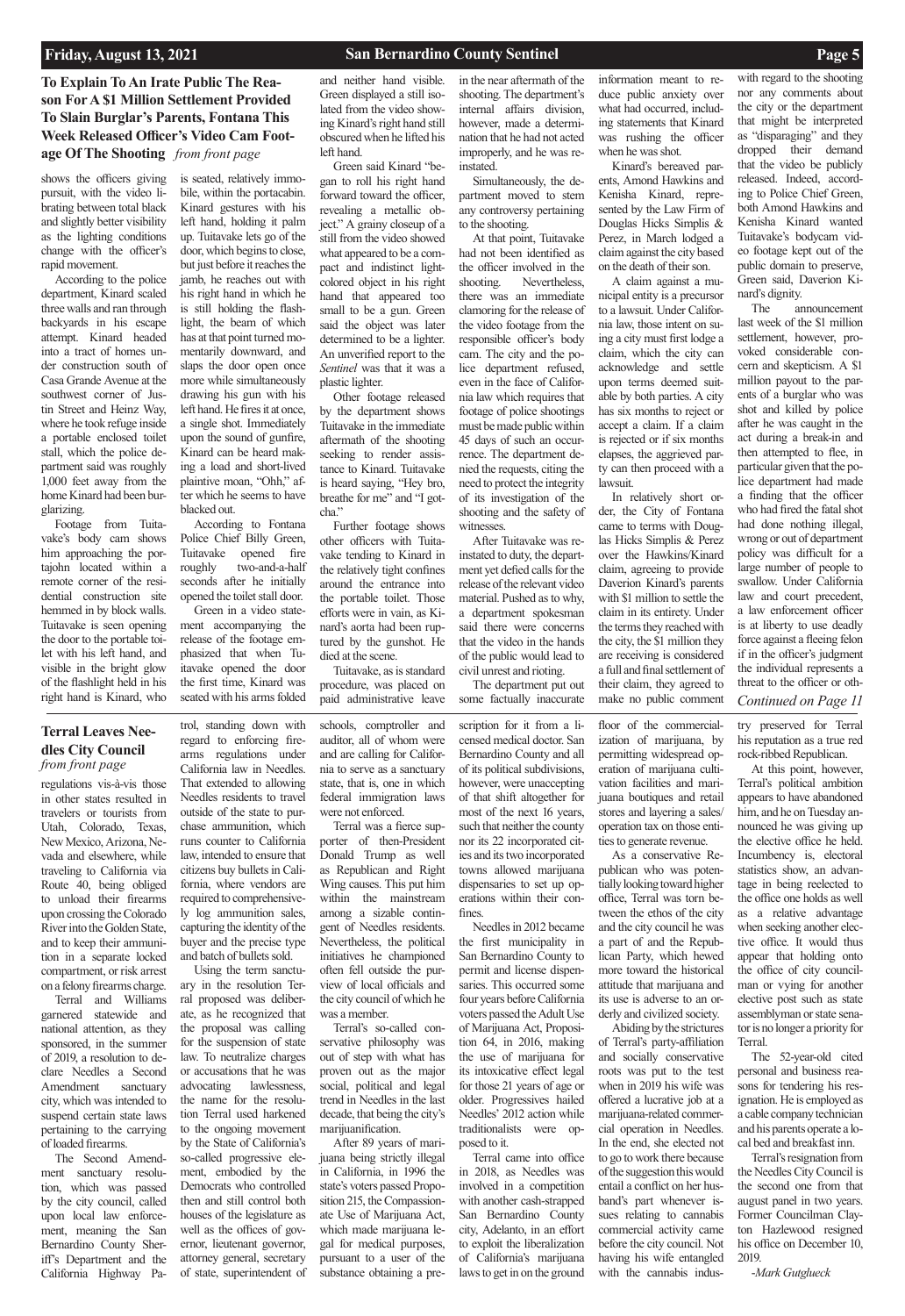## To Explain To An Irate Public The Reason For A $1 Million Settlement Provided To Slain Burglar's Parents, Fontana This Week Released Officer's Video Cam Footage Of The Shooting *from front page*

shows the officers giving pursuit, with the video librating between total black and slightly better visibility as the lighting conditions change with the officer's rapid movement.

According to the police department, Kinard scaled three walls and ran through backyards in his escape attempt. Kinard headed into a tract of homes under construction south of Casa Grande Avenue at the southwest corner of Justin Street and Heinz Way, where he took refuge inside a portable enclosed toilet stall, which the police department said was roughly 1,000 feet away from the home Kinard had been burglarizing.

Footage from Tuitavake's body cam shows him approaching the portajohn located within a remote corner of the residential construction site hemmed in by block walls. Tuitavake is seen opening the door to the portable toilet with his left hand, and visible in the bright glow of the flashlight held in his right hand is Kinard, who is seated, relatively immobile, within the portacabin. Kinard gestures with his left hand, holding it palm up. Tuitavake lets go of the door, which begins to close, but just before it reaches the jamb, he reaches out with his right hand in which he is still holding the flashlight, the beam of which has at that point turned momentarily downward, and slaps the door open once more while simultaneously drawing his gun with his left hand. He fires it at once, a single shot. Immediately upon the sound of gunfire, Kinard can be heard making a load and short-lived plaintive moan, "Ohh," after which he seems to have blacked out.

According to Fontana Police Chief Billy Green, Tuitavake opened fire roughly two-and-a-half seconds after he initially opened the toilet stall door.

Green in a video statement accompanying the release of the footage emphasized that when Tuitavake opened the door the first time, Kinard was seated with his arms folded and neither hand visible. Green displayed a still isolated from the video showing Kinard's right hand still obscured when he lifted his left hand.

Green said Kinard "began to roll his right hand forward toward the officer, revealing a metallic object." A grainy closeup of a still from the video showed what appeared to be a compact and indistinct light-colored object in his right hand that appeared too small to be a gun. Green said the object was later determined to be a lighter. An unverified report to the *Sentinel* was that it was a plastic lighter.

Other footage released by the department shows Tuitavake in the immediate aftermath of the shooting seeking to render assistance to Kinard. Tuitavake is heard saying, "Hey bro, breathe for me" and "I gotcha."

Further footage shows other officers with Tuitavake tending to Kinard in the relatively tight confines around the entrance into the portable toilet. Those efforts were in vain, as Kinard's aorta had been ruptured by the gunshot. He died at the scene.

Tuitavake, as is standard procedure, was placed on paid administrative leave in the near aftermath of the shooting. The department's internal affairs division, however, made a determination that he had not acted improperly, and he was reinstated.

Simultaneously, the department moved to stem any controversy pertaining to the shooting.

At that point, Tuitavake had not been identified as the officer involved in the shooting. Nevertheless, there was an immediate clamoring for the release of the video footage from the responsible officer's body cam. The city and the police department refused, even in the face of California law which requires that footage of police shootings must be made public within 45 days of such an occurrence. The department denied the requests, citing the need to protect the integrity of its investigation of the shooting and the safety of witnesses.

After Tuitavake was reinstated to duty, the department yet defied calls for the release of the relevant video material. Pushed as to why, a department spokesman said there were concerns that the video in the hands of the public would lead to civil unrest and rioting.

The department put out some factually inaccurate information meant to reduce public anxiety over what had occurred, including statements that Kinard was rushing the officer when he was shot.

Kinard's bereaved parents, Amond Hawkins and Kenisha Kinard, represented by the Law Firm of Douglas Hicks Simplis & Perez, in March lodged a claim against the city based on the death of their son.

A claim against a municipal entity is a precursor to a lawsuit. Under California law, those intent on suing a city must first lodge a claim, which the city can acknowledge and settle upon terms deemed suitable by both parties. A city has six months to reject or accept a claim. If a claim is rejected or if six months elapses, the aggrieved party can then proceed with a lawsuit.

In relatively short order, the City of Fontana came to terms with Douglas Hicks Simplis & Perez over the Hawkins/Kinard claim, agreeing to provide Daverion Kinard's parents with $1 million to settle the claim in its entirety. Under the terms they reached with the city, the $1 million they are receiving is considered a full and final settlement of their claim, they agreed to make no public comment with regard to the shooting nor any comments about the city or the department that might be interpreted as "disparaging" and they dropped their demand that the video be publicly released. Indeed, according to Police Chief Green, both Amond Hawkins and Kenisha Kinard wanted Tuitavake's bodycam video footage kept out of the public domain to preserve, Green said, Daverion Kinard's dignity.

The announcement last week of the $1 million settlement, however, provoked considerable concern and skepticism. A $1 million payout to the parents of a burglar who was shot and killed by police after he was caught in the act during a break-in and then attempted to flee, in particular given that the police department had made a finding that the officer who had fired the fatal shot had done nothing illegal, wrong or out of department policy was difficult for a large number of people to swallow. Under California law and court precedent, a law enforcement officer is at liberty to use deadly force against a fleeing felon if in the officer's judgment the individual represents a threat to the officer or oth-

*Continued on Page 11*

## Terral Leaves Needles City Council *from front page*

regulations vis-à-vis those in other states resulted in travelers or tourists from Utah, Colorado, Texas, New Mexico, Arizona, Nevada and elsewhere, while traveling to California via Route 40, being obliged to unload their firearms upon crossing the Colorado River into the Golden State, and to keep their ammunition in a separate locked compartment, or risk arrest on a felony firearms charge.

Terral and Williams garnered statewide and national attention, as they sponsored, in the summer of 2019, a resolution to declare Needles a Second Amendment sanctuary city, which was intended to suspend certain state laws pertaining to the carrying of loaded firearms.

The Second Amendment sanctuary resolution, which was passed by the city council, called upon local law enforcement, meaning the San Bernardino County Sheriff's Department and the California Highway Patrol, standing down with regard to enforcing firearms regulations under California law in Needles. That extended to allowing Needles residents to travel outside of the state to purchase ammunition, which runs counter to California law, intended to ensure that citizens buy bullets in California, where vendors are required to comprehensively log ammunition sales, capturing the identity of the buyer and the precise type and batch of bullets sold.

Using the term sanctuary in the resolution Terral proposed was deliberate, as he recognized that the proposal was calling for the suspension of state law. To neutralize charges or accusations that he was advocating lawlessness, the name for the resolution Terral used harkened to the ongoing movement by the State of California's so-called progressive element, embodied by the Democrats who controlled then and still control both houses of the legislature as well as the offices of governor, lieutenant governor, attorney general, secretary of state, superintendent of schools, comptroller and auditor, all of whom were and are calling for California to serve as a sanctuary state, that is, one in which federal immigration laws were not enforced.

Terral was a fierce supporter of then-President Donald Trump as well as Republican and Right Wing causes. This put him within the mainstream among a sizable contingent of Needles residents. Nevertheless, the political initiatives he championed often fell outside the purview of local officials and the city council of which he was a member.

Terral's so-called conservative philosophy was out of step with what has proven out as the major social, political and legal trend in Needles in the last decade, that being the city's marijuanification.

After 89 years of marijuana being strictly illegal in California, in 1996 the state's voters passed Proposition 215, the Compassionate Use of Marijuana Act, which made marijuana legal for medical purposes, pursuant to a user of the substance obtaining a prescription for it from a licensed medical doctor. San Bernardino County and all of its political subdivisions, however, were unaccepting of that shift altogether for most of the next 16 years, such that neither the county nor its 22 incorporated cities and its two incorporated towns allowed marijuana dispensaries to set up operations within their confines.

Needles in 2012 became the first municipality in San Bernardino County to permit and license dispensaries. This occurred some four years before California voters passed the Adult Use of Marijuana Act, Proposition 64, in 2016, making the use of marijuana for its intoxicative effect legal for those 21 years of age or older. Progressives hailed Needles' 2012 action while traditionalists were opposed to it.

Terral came into office in 2018, as Needles was involved in a competition with another cash-strapped San Bernardino County city, Adelanto, in an effort to exploit the liberalization of California's marijuana laws to get in on the ground floor of the commercialization of marijuana, by permitting widespread operation of marijuana cultivation facilities and marijuana boutiques and retail stores and layering a sales/operation tax on those entities to generate revenue.

As a conservative Republican who was potentially looking toward higher office, Terral was torn between the ethos of the city and the city council he was a part of and the Republican Party, which hewed more toward the historical attitude that marijuana and its use is adverse to an orderly and civilized society.

Abiding by the strictures of Terral's party-affiliation and socially conservative roots was put to the test when in 2019 his wife was offered a lucrative job at a marijuana-related commercial operation in Needles. In the end, she elected not to go to work there because of the suggestion this would entail a conflict on her husband's part whenever issues relating to cannabis commercial activity came before the city council. Not having his wife entangled with the cannabis industry preserved for Terral his reputation as a true red rock-ribbed Republican.

At this point, however, Terral's political ambition appears to have abandoned him, and he on Tuesday announced he was giving up the elective office he held. Incumbency is, electoral statistics show, an advantage in being reelected to the office one holds as well as a relative advantage when seeking another elective office. It would thus appear that holding onto the office of city councilman or vying for another elective post such as state assemblyman or state senator is no longer a priority for Terral.

The 52-year-old cited personal and business reasons for tendering his resignation. He is employed as a cable company technician and his parents operate a local bed and breakfast inn.

Terral's resignation from the Needles City Council is the second one from that august panel in two years. Former Councilman Clayton Hazlewood resigned his office on December 10, 2019.

*-Mark Gutglueck*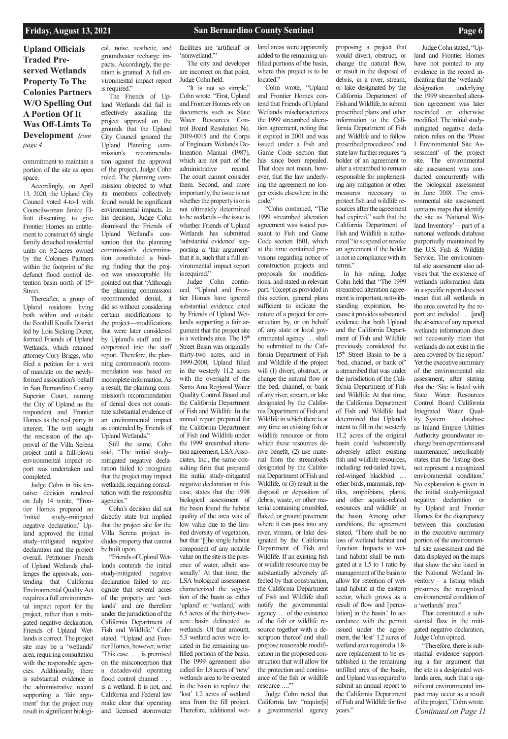## Upland Officials Traded Preserved Wetlands Property To The Colonies Partners W/O Spelling Out A Portion Of It Was Off-Limts To Development *from page 4*

commitment to maintain a portion of the site as open space.

Accordingly, on April 13, 2020, the Upland City Council voted 4-to-1 with Councilwoman Janice Elliott dissenting, to give Frontier Homes an entitlement to construct 65 single family detached residential units on 9.2-acres owned by the Colonies Partners within the footprint of the defunct flood control detention basin north of 15th Street.

Thereafter, a group of Upland residents living both within and outside the Foothill Knolls District led by Lois Sicking Dieter, formed Friends of Upland Wetlands, which retained attorney Cory Briggs, who filed a petition for a writ of mandate on the newly-formed association's behalf in San Bernardino County Superior Court, naming the City of Upland as the respondent and Frontier Homes as the real party in interest. The writ sought the rescission of the approval of the Villa Serena project until a full-blown environmental impact report was undertaken and completed.

Judge Cohn in his tentative decision rendered on July 14 wrote, "Frontier Homes prepared an 'initial study–mitigated negative declaration.' Upland approved the initial study–mitigated negative declaration and the project overall. Petitioner Friends of Upland Wetlands challenges the approvals, contending that California Environmental Quality Act requires a full environmental impact report for the project, rather than a mitigated negative declaration. Friends of Upland Wetlands is correct. The project site may be a 'wetlands' area, requiring consultation with the responsible agencies. Additionally, there is substantial evidence in the administrative record supporting a 'fair argument' that the project may result in significant biological, noise, aesthetic, and groundwater recharge impacts. Accordingly, the petition is granted. A full environmental impact report is required."

The Friends of Upland Wetlands did fail in effectively assailing the project approval on the grounds that the Upland City Council ignored the Upland Planning commission's recommendation against the approval of the project, Judge Cohn ruled. The planning commission objected to what its members collectively found would be significant environmental impacts. In his decision, Judge Cohn dismissed the Friends of Upland Wetland's contention that the planning commission's determination constituted a binding finding that the project was unacceptable. He pointed out that "Although the planning commission recommended denial, it did so without considering certain modifications to the project—modifications that were later considered by Upland's staff and incorporated into the staff report. Therefore, the planning commission's recommendation was based on incomplete information. As a result, the planning commission's recommendation of denial does not constitute substantial evidence of an environmental impact as contended by Friends of Upland Wetlands."

Still the same, Cohn said, "The initial study–mitigated negative declaration failed to recognize that the project may impact wetlands, requiring consultation with the responsible agencies."

Cohn's decision did not directly state but implied the project site for the Villa Serena project includes property that cannot be built upon.

"Friends of Upland Wetlands contends the initial study-mitigated negative declaration failed to recognize that several acres of the property are 'wetlands' and are therefore under the jurisdiction of the California Department of Fish and Wildlife," Cohn stated. "Upland and Frontier Homes, however, write: 'This case . . . is premised on the misconception that a decades-old operating flood control channel . . . is a wetland. It is not, and California and Federal law make clear that operating and licensed stormwater facilities are 'artificial' or 'nonwetland.'"

The city and developer are incorrect on that point, Judge Cohn held.

"It is not so simple," Cohn wrote. "First, Upland and Frontier Homes rely on documents such as State Water Resources Control Board Resolution No. 2019-0015 and the Corps of Engineers Wetlands Delineation Manual (1987), which are not part of the administrative record. The court cannot consider them. Second, and more importantly, the issue is not whether the property is or is not ultimately determined to be wetlands – the issue is whether Friends of Upland Wetlands has submitted 'substantial evidence' supporting a 'fair argument' that it is, such that a full environmental impact report is required."

Judge Cohn continued, "Upland and Frontier Homes have ignored substantial evidence cited by Friends of Upland Wetlands supporting a fair argument that the project site is a wetlands area. The 15th Street Basin was originally thirty-two acres, and in 1999-2000, Upland filled in the westerly 11.2 acres with the oversight of the Santa Ana Regional Water Quality Control Board and the California Department of Fish and Wildlife. In the annual report prepared for the California Department of Fish and Wildlife under the 1999 streamed alteration agreement, LSA Associates, Inc., the same consulting firm that prepared the initial study-mitigated negative declaration in this case, states that the 1998 biological assessment of the basin found the habitat quality of the area was of low value due to the limited diversity of vegetation, but that '[t]he single habitat component of any notable value on the site is the presence of water, albeit seasonally.' At that time, the LSA biological assessment characterized the vegetation of the basin as either 'upland' or 'wetland,' with 6.5 acres of the thirty-two-acre basin delineated as wetlands. Of that amount, 5.3 wetland acres were located in the remaining unfilled portions of the basin. The 1999 agreement also called for 1.8 acres of 'new' wetlands area to be created in the basin to replace the 'lost' 1.2 acres of wetland area from the fill project. Therefore, additional wetland areas were apparently added to the remaining unfilled portions of the basin, where this project is to be located."

Cohn wrote, "Upland and Frontier Homes contend that Friends of Upland Wetlands mischaracterizes the 1999 streamed alteration agreement, noting that it expired in 2001 and was issued under a Fish and Game Code section that has since been repealed. That does not mean, however, that the law underlying the agreement no longer exists elsewhere in the code."

"Cohn continued, "The 1999 streamed alteration agreement was issued pursuant to Fish and Game Code section 1601, which at the time contained provisions regarding notice of construction projects and proposals for modifications, and stated in relevant part: 'Except as provided in this section, general plans sufficient to indicate the nature of a project for construction by, or on behalf of, any state or local governmental agency … shall be submitted to the California Department of Fish and Wildlife if the project will (1) divert, obstruct, or change the natural flow or the bed, channel, or bank of any river, stream, or lake designated by the California Department of Fish and Wildlife in which there is at any time an existing fish or wildlife resource or from which these resources derive benefit, (2) use material from the streambeds designated by the California Department of Fish and Wildlife, or (3) result in the disposal or deposition of debris, waste, or other material containing crumbled, flaked, or ground pavement where it can pass into any river, stream, or lake designated by the California Department of Fish and Wildlife. If an existing fish or wildlife resource may be substantially adversely affected by that construction, the California Department of Fish and Wildlife shall notify the governmental agency … of the existence of the fish or wildlife resource together with a description thereof and shall propose reasonable modification in the proposed construction that will allow for the protection and continuance of the fish or wildlife resource ….'"

Judge Cohn noted that California law "require[s] a governmental agency proposing a project that would divert, obstruct, or change the natural flow, or result in the disposal of debris, in a river, stream, or lake designated by the California Department of Fish and Wildlife, to submit prescribed plans and other information to the California Department of Fish and Wildlife and to follow prescribed procedures" and state law further requires "a holder of an agreement to alter a streambed to remain responsible for implementing any mitigation or other measures necessary to protect fish and wildlife resources after the agreement had expired," such that the California Department of Fish and Wildlife is authorized "to suspend or revoke an agreement if the holder is not in compliance with its terms."

In his ruling, Judge Cohn held that "The 1999 streambed alteration agreement is important, notwithstanding expiration, because it provides substantial evidence that both Upland and the California Department of Fish and Wildlife previously considered the 15th Street Basin to be a 'bed, channel, or bank of' a streambed that was under the jurisdiction of the California Department of Fish and Wildlife. At that time, the California Department of Fish and Wildlife had determined that Upland's intent to fill in the westerly 11.2 acres of the original basin could 'substantially adversely affect existing fish and wildlife resources, including: red-tailed hawk, red-winged blackbird … other birds, mammals, reptiles, amphibians, plants, and other aquatic-related resources and wildlife' in the basin. Among other conditions, the agreement stated, 'There shall be no loss of wetland habitat and function. Impacts to wetland habitat shall be mitigated at a 1.5 to 1 ratio by management of the basin to allow for retention of wetland habitat at the eastern sector, which grows as a result of flow and [percolation] in the basin.' In accordance with the permit issued under the agreement, the 'lost' 1.2 acres of wetland area required a 1.8-acre replacement to be established in the remaining unfilled area of the basin, and Upland was required to submit an annual report to the California Department of Fish and Wildlife for five years."

Judge Cohn stated, "Upland and Frontier Homes have not pointed to any evidence in the record indicating that the 'wetlands' designation underlying the 1999 streambed alteration agreement was later rescinded or otherwise modified. The initial study-mitigated negative declaration relies on the 'Phase I Environmental Site Assessment' of the project site. The environmental site assessment was conducted concurrently with the biological assessment in June 2018. The environmental site assessment contains maps that identify the site as 'National Wetland Inventory' – part of a national wetlands database purportedly maintained by the U.S. Fish & Wildlife Service. The environmental site assessment also advises that 'the existence of wetlands information data in a specific report does not mean that all wetlands in the area covered by the report are included … [and] the absence of any reported wetlands information does not necessarily mean that wetlands do not exist in the area covered by the report.' Yet the executive summary of the environmental site assessment, after stating that the 'Site is listed with State Water Resources Control Board California Integrated Water Quality System … database as Inland Empire Utilities Authority groundwater recharge basin operations and maintenance,' inexplicably states that the 'listing does not represent a recognized environmental condition.' No explanation is given in the initial study-mitigated negative declaration or by Upland and Frontier Homes for the discrepancy between this conclusion in the executive summary portion of the environmental site assessment and the data displayed on the maps that show the site listed in the National Wetland Inventory – a listing which presumes the recognized environmental condition of a 'wetlands' area."

That constituted a substantial flaw in the mitigated negative declaration, Judge Cohn opined.

"Therefore, there is substantial evidence supporting a fair argument that the site is a designated wetlands area, such that a significant environmental impact may occur as a result of the project," Cohn wrote.

*Continued on Page 11*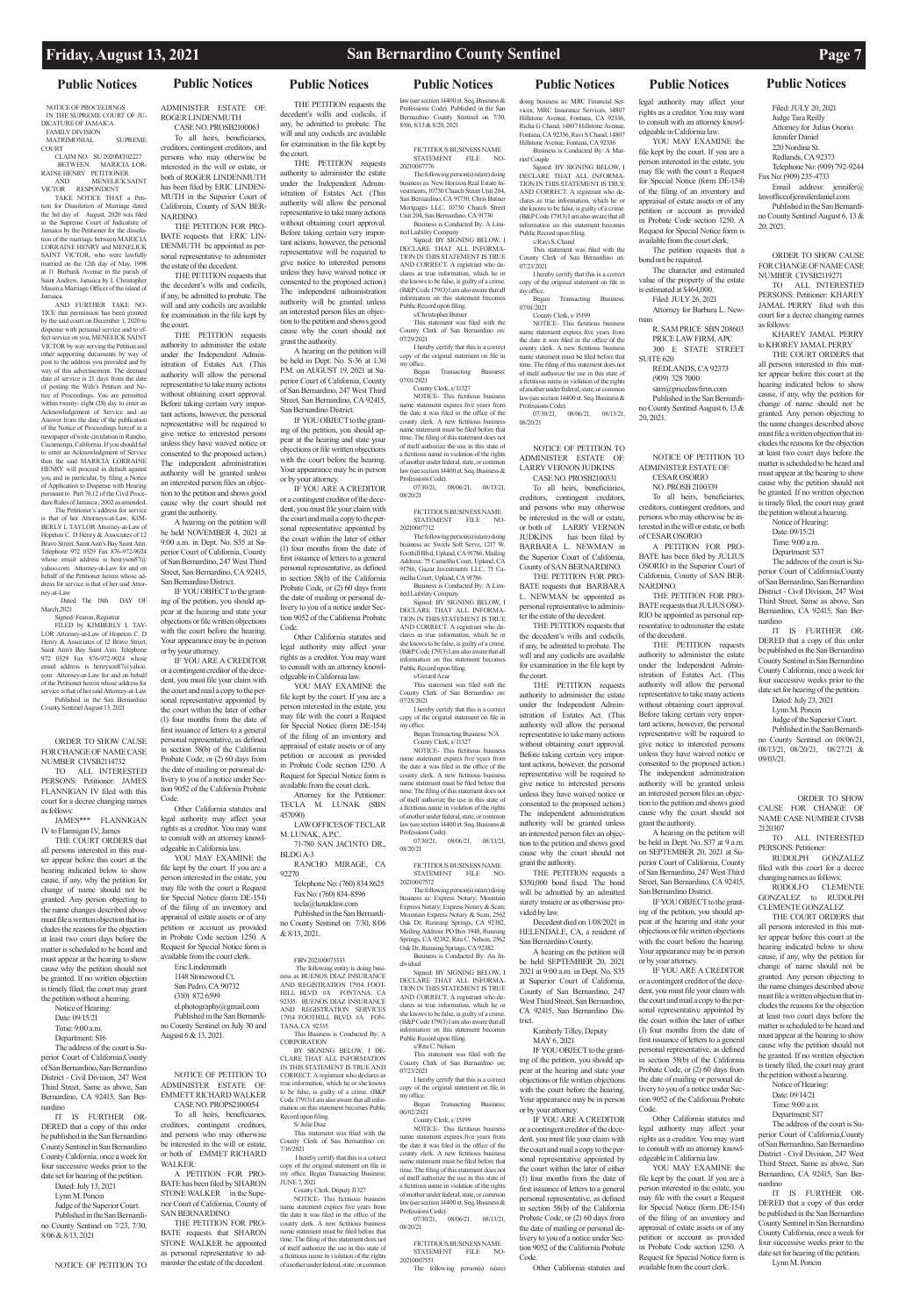# Public Notices

NOTICE OF PROCEEDINGS
IN THE SUPREME COURT OF JUDICATURE OF JAMAICA
FAMILY DIVISION
MATRIMONIAL SUPREME COURT

CLAIM NO. SU 2020MT02227
BETWEEN MARICIA LORRAINE HENRY PETITIONER
AND MENELICK SAINT VICTOR RESPONDENT

TAKE NOTICE THAT a Petition for Dissolution of Marriage dated the 3rd day of August, 2020 was filed in the Supreme Court of Judicature of Jamaica by the Petitioner for the dissolution of the marriage between MARICIA LORRAINE HENRY and MENELICK SAINT VICTOR, who were lawfully married on the 12th day of May, 1998 at 11 Burbank Avenue in the parish of Saint Andrew, Jamaica by L Christopher Mason a Marriage Officer of the island of Jamaica.

AND FURTHER TAKE NOTICE that permission has been granted by the said court on December 1, 2020 to dispense with personal service and to effect service on you, MENELICK SAINT VICTOR by way serving the Petition and other supporting documents by way of post to the address you provided and by way of this advertisement. The deemed date of service is 21 days from the date of posting the Wife's Petition and Notice of Proceedings. You are permitted within twenty- eight (28) day to enter an Acknowledgement of Service and an Answer from the date of the publication of the Notice of Proceedings hereof in a newspaper of wide circulation in Rancho, Cucamonga, California. If you should fail to enter an Acknowledgement of Service then the said MARICIA LORRAINE HENRY will proceed in default against you and in particular, by filing a Notice of Application to Dispense with Hearing pursuant to Part 76.12 of the Civil Procedure Rules of Jamaica , 2002 as amended.

The Petitioner's address for service is that of her Attorneys-at-Law, KIMBERLY L TAYLOR Attorney-at-Law of Hopeton C. D Henry & Associates of 12 Bravo Street, Saint Ann's Bay Saint Ann, Telephone 972 0329 Fax 876-972-9024 whose email address is henryson87@yahoo.com Attorney-at-Law for and on behalf of the Petitioner herein whose address for service is that of her said Attorney-at-Law

Dated The 18th DAY OF March,2021

Signed/ Fearon, Registrar

FILED by KIMBERLY L TAYLOR Attorney-at-Law of Hopeton C. D Henry & Associates of 12 Bravo Street, Saint Ann's Bay Saint Ann. Telephone 972 0329 Fax 876-972-9024 whose email address is henryson87@yahoo.com Attorney-at-Law for and on behalf of the Petitioner herein whose address for service is that of her said Attorney-at-Law

Published in the San Bernardino County Sentinel August 13, 2021

---

ORDER TO SHOW CAUSE FOR CHANGE OF NAME CASE NUMBER CIVSB2114732

TO ALL INTERESTED PERSONS: Petitioner: JAMES FLANNIGAN IV filed with this court for a decree changing names as follows:

JAMES\*\*\* FLANNIGAN IV to Flannigan IV, James

THE COURT ORDERS that all persons interested in this matter appear before this court at the hearing indicated below to show cause, if any, why the petition for change of name should not be granted. Any person objecting to the name changes described above must file a written objection that includes the reasons for the objection at least two court days before the matter is scheduled to be heard and must appear at the hearing to show cause why the petition should not be granted. If no written objection is timely filed, the court may grant the petition without a hearing.

Notice of Hearing:
Date: 09/15/21
Time: 9:00 a.m.
Department: S16

The address of the court is Superior Court of California,County of San Bernardino, San Bernardino District - Civil Division, 247 West Third Street, Same as above, San Bernardino, CA 92415, San Bernardino

IT IS FURTHER ORDERED that a copy of this order be published in the San Bernardino County Sentinel in San Bernardino County California, once a week for four successive weeks prior to the date set for hearing of the petition.

Dated: July 13, 2021
Lynn M. Poncin
Judge of the Superior Court.

Published in the San Bernardino County Sentinel on 7/23, 7/30, 8/06 & 8/13, 2021

---

NOTICE OF PETITION TO ADMINISTER ESTATE OF: ROGER LINDENMUTH
CASE NO. PROSB2100063

To all heirs, beneficiaries, creditors, contingent creditors, and persons who may otherwise be interested in the will or estate, or both of ROGER LINDENMUTH has been filed by ERIC LINDENMUTH in the Superior Court of California, County of SAN BERNARDINO.

THE PETITION FOR PROBATE requests that ERIC LINDENMUTH be appointed as personal representative to administer the estate of the decedent.

THE PETITION requests that the decedent's wills and codicils, if any, be admitted to probate. The will and any codicils are available for examination in the file kept by the court.

THE PETITION requests authority to administer the estate under the Independent Administration of Estates Act. (This authority will allow the personal representative to take many actions without obtaining court approval. Before taking certain very important actions, however, the personal representative will be required to give notice to interested persons unless they have waived notice or consented to the proposed action.) The independent administration authority will be granted unless an interested person files an objection to the petition and shows good cause why the court should not grant the authority.

A hearing on the petition will be held NOVEMBER 4, 2021 at 9:00 a.m. in Dept. No. S35 at Superior Court of California, County of San Bernardino, 247 West Third Street, San Bernardino, CA 92415, San Bernardino District.

IF YOU OBJECT to the granting of the petition, you should appear at the hearing and state your objections or file written objections with the court before the hearing. Your appearance may be in person or by your attorney.

IF YOU ARE A CREDITOR or a contingent creditor of the decedent, you must file your claim with the court and mail a copy to the personal representative appointed by the court within the later of either (1) four months from the date of first issuance of letters to a general personal representative, as defined in section 58(b) of the California Probate Code, or (2) 60 days from the date of mailing or personal delivery to you of a notice under Section 9052 of the California Probate Code.

Other California statutes and legal authority may affect your rights as a creditor. You may want to consult with an attorney knowledgeable in California law.

YOU MAY EXAMINE the file kept by the court. If you are a person interested in the estate, you may file with the court a Request for Special Notice (form DE-154) of the filing of an inventory and appraisal of estate assets or of any petition or account as provided in Probate Code section 1250. A Request for Special Notice form is available from the court clerk.

Eric Lindenmuth
1148 Stonewood Ct.
San Pedro, CA 90732
(310) 872 6599
el.photography@gmail.com

Published in the San Bernardino County Sentinel on July 30 and August 6 & 13, 2021.

---

NOTICE OF PETITION TO ADMINISTER ESTATE OF: EMMETT RICHARD WALKER
CASE NO. PROPS2100054

To all heirs, beneficiaries, creditors, contingent creditors, and persons who may otherwise be interested in the will or estate, or both of EMMETT RICHARD WALKER:

A PETITION FOR PROBATE has been filed by SHARON STONE WALKER in the Superior Court of California, County of SAN BERNARDINO.

THE PETITION FOR PROBATE requests that SHARON STONE WALKER be appointed as personal representative to administer the estate of the decedent.

THE PETITION requests the decedent's wills and codicils, if any, be admitted to probate. The will and any codicils are available for examination in the file kept by the court.

THE PETITION requests authority to administer the estate under the Independent Administration of Estates Act. (This authority will allow the personal representative to take many actions without obtaining court approval. Before taking certain very important actions, however, the personal representative will be required to give notice to interested persons unless they have waived notice or consented to the proposed action.) The independent administration authority will be granted unless an interested person files an objection to the petition and shows good cause why the court should not grant the authority.

A hearing on the petition will be held in Dept. No. S-36 at 1:30 P.M. on AUGUST 19, 2021 at Superior Court of California, County of San Bernardino, 247 West Third Street, San Bernardino, CA 92415, San Bernardino District.

IF YOU OBJECT to the granting of the petition, you should appear at the hearing and state your objections or file written objections with the court before the hearing. Your appearance may be in person or by your attorney.

IF YOU ARE A CREDITOR or a contingent creditor of the decedent, you must file your claim with the court and mail a copy to the personal representative appointed by the court within the later of either (1) four months from the date of first issuance of letters to a general personal representative, as defined in section 58(b) of the California Probate Code, or (2) 60 days from the date of mailing or personal delivery to you of a notice under Section 9052 of the California Probate Code.

Other California statutes and legal authority may affect your rights as a creditor. You may want to consult with an attorney knowledgeable in California law.

YOU MAY EXAMINE the file kept by the court. If you are a person interested in the estate, you may file with the court a Request for Special Notice (form DE-154) of the filing of an inventory and appraisal of estate assets or of any petition or account as provided in Probate Code section 1250. A Request for Special Notice form is available from the court clerk.

Attorney for the Petitioner: TECLA M. LUNAK (SBN 457090)
LAW OFFICES OF TECLAR M. LUNAK, A.P.C.
71-780 SAN JACINTO DR., BLDG A-3
RANCHO MIRAGE, CA 92270
Telephone No: (760) 834 8625
Fax No: (760) 834-8596
tecla@lunaklaw.com

Published in the San Bernardino County Sentinel on 7/30, 8/06 & 8/13, 2021.

---

FBN 20210007333

The following entity is doing business as BUENOS DIAZ INSURANCE AND REGISTRATION 17914 FOOTHILL BLVD. #A FONTANA, CA 92335: BUENOS DIAZ INSURANCE AND REGISTRATION SERVICES 17914 FOOTHILL BLVD. #A FONTANA, CA 92335

This Business is Conducted By: A CORPORATION

BY SIGNING BELOW, I DECLARE THAT ALL INFORMATION IN THIS STATEMENT IS TRUE AND CORRECT. A registrant who declares as true information, which he or she knows to be false, is guilty of a crime. (B&P Code 17913) I am also aware that all information on this statement becomes Public Record upon filing.

S/ Julie Diaz

This statement was filed with the County Clerk of San Bernardino on: 7/16/2021

I hereby certify that this is a correct copy of the original statement on file in my office. Began Transacting Business: JUNE 7, 2021

County Clerk, Deputy I1327

NOTICE- This fictitious business name statement expires five years from the date it was filed in the office of the county clerk. A new fictitious business name statement must be filed before that time. The filing of this statement does not of itself authorize the use in this state of a fictitious name in violation of the rights of another under federal, state, or common law (see section 14400 et. Seq. Business & Professions Code). Published in the San Bernardino County Sentinel on 7/30, 8/06, 8/13 & 8/20, 2021

---

FICTITIOUS BUSINESS NAME STATEMENT FILE NO-20210007776

The following person(s) is(are) doing business as: New Horizon Real Estate Investments, 10730 Church Street Unit 204, San Bernardino, CA 91730, Chris Butner Mortgages LLC, 10730 Church Street Unit 204, San Bernardino, CA 91730

Business is Conducted By: A Limited Liability Company

Signed: BY SIGNING BELOW, I DECLARE THAT ALL INFORMATION IN THIS STATEMENT IS TRUE AND CORRECT. A registrant who declares as true information, which he or she knows to be false, is guilty of a crime. (B&P Code 17913) I am also aware that all information on this statement becomes Public Record upon filing.

s/Christopher Butner

This statement was filed with the County Clerk of San Bernardino on: 07/29/2021

I hereby certify that this is a correct copy of the original statement on file in my office.

Began Transacting Business: 07/01/2021

County Clerk, s/ I1327

NOTICE- This fictitious business name statement expires five years from the date it was filed in the office of the county clerk. A new fictitious business name statement must be filed before that time. The filing of this statement does not of itself authorize the use in this state of a fictitious name in violation of the rights of another under federal, state, or common law (see section 14400 et. Seq. Business & Professions Code).

07/30/21, 08/06/21, 08/13/21, 08/20/21

---

FICTITIOUS BUSINESS NAME STATEMENT FILE NO-20210007712

The following person(s) is(are) doing business as: Swifts Soft Serve, 1217 W. Foothill Blvd, Upland, CA 91786, Mailing Address: 75 Camellia Court, Upland, CA 91786, Gazar Investments LLC, 75 Camellia Court, Upland, CA 91786

Business is Conducted By: A Limited Liability Company

Signed: BY SIGNING BELOW, I DECLARE THAT ALL INFORMATION IN THIS STATEMENT IS TRUE AND CORRECT. A registrant who declares as true information, which he or she knows to be false, is guilty of a crime. (B&P Code 17913) I am also aware that all information on this statement becomes Public Record upon filing.

s/Gerard Azar

This statement was filed with the County Clerk of San Bernardino on: 07/28/2021

I hereby certify that this is a correct copy of the original statement on file in my office.

Began Transacting Business: N/A

County Clerk, s/ I1327

NOTICE- This fictitious business name statement expires five years from the date it was filed in the office of the county clerk. A new fictitious business name statement must be filed before that time. The filing of this statement does not of itself authorize the use in this state of a fictitious name in violation of the rights of another under federal, state, or common law (see section 14400 et. Seq. Business & Professions Code).

07/30/21, 08/06/21, 08/13/21, 08/20/21

---

FICTITIOUS BUSINESS NAME STATEMENT FILE NO-20210007572

The following person(s) is(are) doing business as: Express Notary; Mountain Express Notary; Express Notary & Scan; Mountain Express Notary & Scan, 2562 Oak Dr, Running Springs, CA 92382, Mailing Address: PO Box 1948, Running Springs, CA 92382, Rita C. Nelson, 2562 Oak Dr, Running Springs, CA 92382

Business is Conducted By: An Individual

Signed: BY SIGNING BELOW, I DECLARE THAT ALL INFORMATION IN THIS STATEMENT IS TRUE AND CORRECT. A registrant who declares as true information, which he or she knows to be false, is guilty of a crime. (B&P Code 17913) I am also aware that all information on this statement becomes Public Record upon filing.

s/Rita C. Nelson

This statement was filed with the County Clerk of San Bernardino on: 07/23/2021

I hereby certify that this is a correct copy of the original statement on file in my office.

Began Transacting Business: 06/02/2021

County Clerk, s/ I5199

NOTICE- This fictitious business name statement expires five years from the date it was filed in the office of the county clerk. A new fictitious business name statement must be filed before that time. The filing of this statement does not of itself authorize the use in this state of a fictitious name in violation of the rights of another under federal, state, or common law (see section 14400 et. Seq. Business & Professions Code).

07/30/21, 08/06/21, 08/13/21, 08/20/21

---

FICTITIOUS BUSINESS NAME STATEMENT FILE NO-20210007551

The following person(s) is(are) doing business as: MRC Financial Services; MRC Insurance Services, 14807 Hillstone Avenue, Fontana, CA 92336, Richa G Chand, 14807 Hillstone Avenue, Fontana, CA 92336, Ravi S Chand, 14807 Hillstone Avenue, Fontana, CA 92336

Business is Conducted By: A Married Couple

Signed: BY SIGNING BELOW, I DECLARE THAT ALL INFORMATION IN THIS STATEMENT IS TRUE AND CORRECT. A registrant who declares as true information, which he or she knows to be false, is guilty of a crime. (B&P Code 17913) I am also aware that all information on this statement becomes Public Record upon filing.

s/Ravi S. Chand

This statement was filed with the County Clerk of San Bernardino on: 07/23/2021

I hereby certify that this is a correct copy of the original statement on file in my office.

Began Transacting Business: 07/01/2021

County Clerk, s/ I5199

NOTICE- This fictitious business name statement expires five years from the date it was filed in the office of the county clerk. A new fictitious business name statement must be filed before that time. The filing of this statement does not of itself authorize the use in this state of a fictitious name in violation of the rights of another under federal, state, or common law (see section 14400 et. Seq. Business & Professions Code).

07/30/21, 08/06/21, 08/13/21, 08/20/21

---

NOTICE OF PETITION TO ADMINISTER ESTATE OF: LARRY VERNON JUDKINS
CASE NO. PROSB2100331

To all heirs, beneficiaries, creditors, contingent creditors, and persons who may otherwise be interested in the will or estate, or both of LARRY VERNON JUDKINS has been filed by BARBARA L. NEWMAN in the Superior Court of California, County of SAN BERNARDINO.

THE PETITION FOR PROBATE requests that BARBARA L. NEWMAN be appointed as personal representative to administer the estate of the decedent.

THE PETITION requests that the decedent's wills and codicils, if any, be admitted to probate. The will and any codicils are available for examination in the file kept by the court.

THE PETITION requests authority to administer the estate under the Independent Administration of Estates Act. (This authority will allow the personal representative to take many actions without obtaining court approval. Before taking certain very important actions, however, the personal representative will be required to give notice to interested persons unless they have waived notice or consented to the proposed action.) The independent administration authority will be granted unless an interested person files an objection to the petition and shows good cause why the court should not grant the authority.

THE PETITION requests a $350,000 bond fixed. The bond will be admitted by an admitted surety insurer or as otherwise provided by law.

Decedent died on 1/08/2021 in HELENDALE, CA, a resident of San Bernardino County.

A hearing on the petition will be held SEPTEMBER 20, 2021 2021 at 9:00 a.m. in Dept. No. S35 at Superior Court of California, County of San Bernardino, 247 West Third Street, San Bernardino, CA 92415, San Bernardino District.

Kimberly Tilley, Deputy
MAY 6, 2021

IF YOU OBJECT to the granting of the petition, you should appear at the hearing and state your objections or file written objections with the court before the hearing. Your appearance may be in person or by your attorney.

IF YOU ARE A CREDITOR or a contingent creditor of the decedent, you must file your claim with the court and mail a copy to the personal representative appointed by the court within the later of either (1) four months from the date of first issuance of letters to a general personal representative, as defined in section 58(b) of the California Probate Code, or (2) 60 days from the date of mailing or personal delivery to you of a notice under Section 9052 of the California Probate Code.

Other California statutes and legal authority may affect your rights as a creditor. You may want to consult with an attorney knowledgeable in California law.

YOU MAY EXAMINE the file kept by the court. If you are a person interested in the estate, you may file with the court a Request for Special Notice (form DE-154) of the filing of an inventory and appraisal of estate assets or of any petition or account as provided in Probate Code section 1250. A Request for Special Notice form is available from the court clerk.

The petition requests that a bond not be required.

The character and estimated value of the property of the estate is estimated at $464,000.

Filed: JULY 26, 2021

Attorney for Barbara L. Newman

R. SAM PRICE SBN 208603
PRICE LAW FIRM, APC
300 E STATE STREET SUITE 620
REDLANDS, CA 92373
(909) 328 7000
sam@pricelawfirm.com

Published in the San Bernardino County Sentinel August 6, 13 & 20, 2021.

---

NOTICE OF PETITION TO ADMINISTER ESTATE OF: CESAR OSORIO
NO. PROSB 2100339

To all heirs, beneficiaries, creditors, contingent creditors, and persons who may otherwise be interested in the will or estate, or both of CESAR OSORIO

A PETITION FOR PROBATE has been filed by JULIUS OSORIO in the Superior Court of California, County of SAN BERNARDINO.

THE PETITION FOR PROBATE requests that JULIUS OSORIO be appointed as personal representative to administer the estate of the decedent.

THE PETITION requests authority to administer the estate under the Independent Administration of Estates Act. (This authority will allow the personal representative to take many actions without obtaining court approval. Before taking certain very important actions, however, the personal representative will be required to give notice to interested persons unless they have waived notice or consented to the proposed action.) The independent administration authority will be granted unless an interested person files an objection to the petition and shows good cause why the court should not grant the authority.

A hearing on the petition will be held in Dept. No. S37 at 9 a.m. on SEPTEMBER 20, 2021 at Superior Court of California, County of San Bernardino, 247 West Third Street, San Bernardino, CA 92415, San Bernardino District.

IF YOU OBJECT to the granting of the petition, you should appear at the hearing and state your objections or file written objections with the court before the hearing. Your appearance may be in person or by your attorney.

IF YOU ARE A CREDITOR or a contingent creditor of the decedent, you must file your claim with the court and mail a copy to the personal representative appointed by the court within the later of either (1) four months from the date of first issuance of letters to a general personal representative, as defined in section 58(b) of the California Probate Code, or (2) 60 days from the date of mailing or personal delivery to you of a notice under Section 9052 of the California Probate Code.

Other California statutes and legal authority may affect your rights as a creditor. You may want to consult with an attorney knowledgeable in California law.

YOU MAY EXAMINE the file kept by the court. If you are a person interested in the estate, you may file with the court a Request for Special Notice (form DE-154) of the filing of an inventory and appraisal of estate assets or of any petition or account as provided in Probate Code section 1250. A Request for Special Notice form is available from the court clerk.

Filed: JULY 20, 2021
Judge Tara Reilly
Attorney for Julius Osorio:
Jennifer Daniel
220 Nordina St.
Redlands, CA 92373
Telephone No: (909) 792-9244
Fax No: (909) 235-4733
Email address: jennifer@lawofficeofjenniferdaniel.com

Published in the San Bernardino County Sentinel August 6, 13 & 20, 2021.

---

ORDER TO SHOW CAUSE FOR CHANGE OF NAME CASE NUMBER CIVSB2119271

TO ALL INTERESTED PERSONS: Petitioner: KHAREY JAMAL PERRY filed with this court for a decree changing names as follows:

KHAREY JAMAL PERRY to KHOREY JAMAL PERRY

THE COURT ORDERS that all persons interested in this matter appear before this court at the hearing indicated below to show cause, if any, why the petition for change of name should not be granted. Any person objecting to the name changes described above must file a written objection that includes the reasons for the objection at least two court days before the matter is scheduled to be heard and must appear at the hearing to show cause why the petition should not be granted. If no written objection is timely filed, the court may grant the petition without a hearing.

Notice of Hearing:
Date: 09/15/21
Time: 9:00 a.m.
Department: S37

The address of the court is Superior Court of California,County of San Bernardino, San Bernardino District - Civil Division, 247 West Third Street, Same as above, San Bernardino, CA 92415, San Bernardino

IT IS FURTHER ORDERED that a copy of this order be published in the San Bernardino County Sentinel in San Bernardino County California, once a week for four successive weeks prior to the date set for hearing of the petition.

Dated: July 23, 2021
Lynn M. Poncin
Judge of the Superior Court.

Published in the San Bernardino County Sentinel on 08/06/21, 08/13/21, 08/20/21, 08/27/21 & 09/03/21.

---

ORDER TO SHOW CAUSE FOR CHANGE OF NAME CASE NUMBER CIVSB 2120307

TO ALL INTERESTED PERSONS: Petitioner: RUDOLPH GONZALEZ filed with this court for a decree changing names as follows:

RODOLFO CLEMENTE GONZALEZ to RUDOLPH CLEMENTE GONZALEZ

THE COURT ORDERS that all persons interested in this matter appear before this court at the hearing indicated below to show cause, if any, why the petition for change of name should not be granted. Any person objecting to the name changes described above must file a written objection that includes the reasons for the objection at least two court days before the matter is scheduled to be heard and must appear at the hearing to show cause why the petition should not be granted. If no written objection is timely filed, the court may grant the petition without a hearing.

Notice of Hearing:
Date: 09/14/21
Time: 9:00 a.m.
Department: S17

The address of the court is Superior Court of California,County of San Bernardino, San Bernardino District - Civil Division, 247 West Third Street, Same as above, San Bernardino, CA 92415, San Bernardino

IT IS FURTHER ORDERED that a copy of this order be published in the San Bernardino County Sentinel in San Bernardino County California, once a week for four successive weeks prior to the date set for hearing of the petition.

Lynn M. Poncin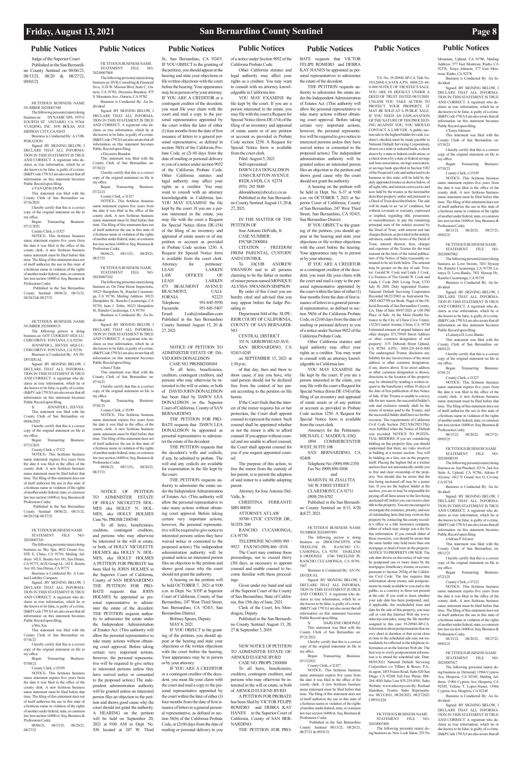## Public Notices

Judge of the Superior Court.

Published in the San Bernardino County Sentinel on 08/06/21, 08/13/21, 08/20 & 08/27/21, 09/03/21

FICTITIOUS BUSINESS NAME NUMBER 20210007348

The following person(s) is(are) doing business as: DYNAMIC SPA 1955 E FOURTH ST ONTARIO, CA 91764: YUEQING, INC 8191 BOLSA AVE MIDWAY CITY, CA 92655

Business is Conducted By: A CORPORATION

Signed: BY SIGNING BELOW, I DECLARE THAT ALL INFORMATION IN THIS STATEMENT IS TRUE AND CORRECT. A registrant who declares as true information, which he or she knows to be false, is guilty of a crime. (B&P Code 17913) I am also aware that all information on this statement becomes Public Record upon filing.

s/ YAN QING DONG

This statement was filed with the County Clerk of San Bernardino on: 07/16/2021

I hereby certify that this is a correct copy of the original statement on file in my office.

Began Transacting Business: 07/12/2021

County Clerk, s/ I1327

NOTICE- This fictitious business name statement expires five years from the date it was filed in the office of the county clerk. A new fictitious business name statement must be filed before that time. The filing of this statement does not of itself authorize the use in this state of a fictitious name in violation of the rights of another under federal, state, or common law (see section 14400 et. Seq. Business & Professions Code).

Published in the San Bernardino County Sentinel 08/06/21, 08/13/21, 08/20/21& 08/27/21

FICTITIOUS BUSINESS NAME NUMBER 20210008133

The following person is doing business as: GOT COOKIES? 6826 LUCERO DRIVE FONTANA, CA 92336: JENNIFER L. JEEVES 6826 LUCERO DRIVE FONTANA, CA 92336

Business is Conducted By: AN INDIVIDUAL

Signed: BY SIGNING BELOW, I DECLARE THAT ALL INFORMATION IN THIS STATEMENT IS TRUE AND CORRECT. A registrant who declares as true information, which he or she knows to be false, is guilty of a crime. (B&P Code 17913) I am also aware that all information on this statement becomes Public Record upon filing.

S/ JENNIFER L. JEEVES

This statement was filed with the County Clerk of San Bernardino on: 08/06/2021

I hereby certify that this is a correct copy of the original statement on file in my office.

Began Transacting Business: 07/13/2021

County Clerk, s/ I7122

NOTICE- This fictitious business name statement expires five years from the date it was filed in the office of the county clerk. A new fictitious business name statement must be filed before that time. The filing of this statement does not of itself authorize the use in this state of a fictitious name in violation of the rights of another under federal, state, or common law (see section 14400 et. Seq. Business & Professions Code).

Published in the San Bernardino County Sentinel 08/06/21, 08/13/21, 08/20/21& 08/27/21

FICTITIOUS BUSINESS NAME STATEMENT FILE NO-20210007343

The following person(s) is(are) doing business as: Sky Spa, 4012 Grand Ave, STE E, Chino, CA 91710, Mailing Address: 142 E. Bonita Ave 181, San Dimas, CA 91773, AGX Group LLC, 142 E. Bonita Ave 181, San Dimas, CA 91773

Business is Conducted By: A Limited Liability Company

Signed: BY SIGNING BELOW, I DECLARE THAT ALL INFORMATION IN THIS STATEMENT IS TRUE AND CORRECT. A registrant who declares as true information, which he or she knows to be false, is guilty of a crime. (B&P Code 17913) I am also aware that all information on this statement becomes Public Record upon filing.

s/ Wei Xin

This statement was filed with the County Clerk of San Bernardino on: 07/16/21

I hereby certify that this is a correct copy of the original statement on file in my office.

Began Transacting Business: 07/08/21

County Clerk, s/ I5199

NOTICE- This fictitious business name statement expires five years from the date it was filed in the office of the county clerk. A new fictitious business name statement must be filed before that time. The filing of this statement does not of itself authorize the use in this state of a fictitious name in violation of the rights of another under federal, state, or common law (see section 14400 et. Seq. Business & Professions Code).

08/06/21, 08/13/21, 08/20/21, 08/27/21

FICTITIOUS BUSINESS NAME STATEMENT FILE NO-20210007868

The following person(s) is(are) doing business as: DVK Consulting & Financial Svcs, 1128 W. Mission Blvd, Suite C, Ontario, CA 91762, Deyanira Brandon, 875 S. Mountain Ave, Ontario, CA 91762

Business is Conducted By: An Individual

Signed: BY SIGNING BELOW, I DECLARE THAT ALL INFORMATION IN THIS STATEMENT IS TRUE AND CORRECT. A registrant who declares as true information, which he or she knows to be false, is guilty of a crime. (B&P Code 17913) I am also aware that all information on this statement becomes Public Record upon filing.

s/ Deyanira Brandon

This statement was filed with the County Clerk of San Bernardino on: 07/30/21

I hereby certify that this is a correct copy of the original statement on file in my office.

Began Transacting Business: 07/22/21

County Clerk, s/ I1327

NOTICE- This fictitious business name statement expires five years from the date it was filed in the office of the county clerk. A new fictitious business name statement must be filed before that time. The filing of this statement does not of itself authorize the use in this state of a fictitious name in violation of the rights of another under federal, state, or common law (see section 14400 et. Seq. Business & Professions Code).

08/06/21, 08/13/21, 08/20/21, 08/27/21

FICTITIOUS BUSINESS NAME STATEMENT FILE NO-20210007242

The following person(s) is(are) doing business as: On Time Home Inspections, 10123 Hampshire St., Rancho Cucamonga, CA 91730, Mailing Address: 10123 Hampshire St., Rancho Cucamonga, CA 91730, Juan J. Tobin, 10123 Hampshire St., Rancho Cucamonga, CA 91730

Business is Conducted By: An Individual

Signed: BY SIGNING BELOW, I DECLARE THAT ALL INFORMATION IN THIS STATEMENT IS TRUE AND CORRECT. A registrant who declares as true information, which he or she knows to be false, is guilty of a crime. (B&P Code 17913) I am also aware that all information on this statement becomes Public Record upon filing.

s/ Juan J Tobin

This statement was filed with the County Clerk of San Bernardino on: 07/14/21

I hereby certify that this is a correct copy of the original statement on file in my office.

Began Transacting Business: 07/01/21

County Clerk, s/ I5199

NOTICE- This fictitious business name statement expires five years from the date it was filed in the office of the county clerk. A new fictitious business name statement must be filed before that time. The filing of this statement does not of itself authorize the use in this state of a fictitious name in violation of the rights of another under federal, state, or common law (see section 14400 et. Seq. Business & Professions Code).

08/06/21, 08/13/21, 08/20/21, 08/27/21

NOTICE OF PETITION TO ADMINISTER ESTATE OF HOLLY NICOLETTE HOLMES aka HOLLY N. HOLMES, aka HOLLY HOLMES Case No. PROSB 2100340

To all heirs, beneficiaries, creditors, contingent creditors, and persons who may otherwise be interested in the will or estate, or both, of HOLLY NICOLETTE HOLMES aka HOLLY N. HOLMES, aka HOLLY HOLMES A PETITION FOR PROBATE has been filed by JOHN HOLMES in the Superior Court of California, County of SAN BERNARDINO. THE PETITION FOR PROBATE requests that JOHN HOLMES be appointed as personal representative to administer the estate of the decedent. THE PETITION requests authority to administer the estate under the Independent Administration of Estates Act. (This authority will allow the personal representative to take many actions without obtaining court approval. Before taking certain very important actions, however, the personal representative will be required to give notice to interested persons unless they have waived notice or consented to the proposed action.) The independent administration authority will be granted unless an interested person files an objection to the petition and shows good cause why the court should not grant the authority. A HEARING on the petition will be held on September 20, 2021 at 9:00 AM in Dept. No. S36 located at 247 W. Third St., San Bernardino, CA 92415. IF YOU OBJECT to the granting of the petition, you should appear at the hearing and state your objections or file written objections with the court before the hearing. Your appearance may be in person or by your attorney. IF YOU ARE A CREDITOR or a contingent creditor of the decedent, you must file your claim with the court and mail a copy to the personal representative appointed by the court within the later of either (1) four months from the date of first issuance of letters to a general personal representative, as defined in section 58(b) of the California Probate Code, or (2) 60 days from the date of mailing or personal delivery to you of a notice under section 9052 of the California Probate Code. Other California statutes and legal authority may affect your rights as a creditor. You may want to consult with an attorney knowledgeable in California law. YOU MAY EXAMINE the file kept by the court. If you are a person interested in the estate, you may file with the court a Request for Special Notice (form DE-154) of the filing of an inventory and appraisal of estate assets or of any petition or account as provided in Probate Code section 1250. A Request for Special Notice form is available from the court clerk.

Attorney for petitioner: LEAH LARKIN LAW OFFICES OF LEAH LARKIN 873 BEAUMONT AVENUE BEAUMONT, CALIFORNIA 92223 Telephone: 951-845-5930 Facsimile: 951-845-5407 Email: Leah@inlandlaw.com

Published in the San Bernardino County Sentinel August 13, 20 & 27, 2021

NOTICE OF PETITION TO ADMINISTER ESTATE OF: DAVID JOHN DONALDSON CASE NO. PROSB2100184

To all heirs, beneficiaries, creditors, contingent creditors, and persons who may otherwise be interested in the will or estate, or both of DAVID JOHN DONALDSON has been filed by DAWN LEA DONALDSON in the Superior Court of California, County of SAN BERNARDINO.

THE PETITION FOR PROBATE requests that DAWN LEA DONALDSON be appointed as personal representative to administer the estate of the decedent.

THE PETITION requests that the decedent's wills and codicils, if any, be admitted to probate. The will and any codicils are available for examination in the file kept by the court.

THE PETITION requests authority to administer the estate under the Independent Administration of Estates Act. (This authority will allow the personal representative to take many actions without obtaining court approval. Before taking certain very important actions, however, the personal representative will be required to give notice to interested persons unless they have waived notice or consented to the proposed action.) The independent administration authority will be granted unless an interested person files an objection to the petition and shows good cause why the court should not grant the authority.

A hearing on the petition will be held OCTOBER 7, 2021 at 9:00 a.m. in Dept. No. S35P at Superior Court of California, County of San Bernardino, 247 West Third Street, San Bernardino, CA 92415, San Bernardino District.

Brittney Spears, Deputy

MAY 6, 2021

IF YOU OBJECT to the granting of the petition, you should appear at the hearing and state your objections or file written objections with the court before the hearing. Your appearance may be in person or by your attorney.

IF YOU ARE A CREDITOR or a contingent creditor of the decedent, you must file your claim with the court and mail a copy to the personal representative appointed by the court within the later of either (1) four months from the date of first issuance of letters to a general personal representative, as defined in section 58(b) of the California Probate Code, or (2) 60 days from the date of mailing or personal delivery to you of a notice under Section 9052 of the California Probate Code.

Other California statutes and legal authority may affect your rights as a creditor. You may want to consult with an attorney knowledgeable in California law.

YOU MAY EXAMINE the file kept by the court. If you are a person interested in the estate, you may file with the court a Request for Special Notice (form DE-154) of the filing of an inventory and appraisal of estate assets or of any petition or account as provided in Probate Code section 1250. A Request for Special Notice form is available from the court clerk.

Filed: August 5, 2021

Self-represented:
DAWN LEA DONALDSON
11560 CRAFTON AVENUE
REDLANDS, CA 92374
(951) 265 5849
ddonaldson@sbccd.cc.ca.us

Published in the San Bernardino County Sentinel August 13, 20 & 27, 2021.

IN THE MATTER OF THE PETITION OF
Jose Antonio DelValle, Jr.
CASE NUMBER: FFCSB 2100004

CITATION - FREEDOM FROM PARENTAL CUSTODY AND CONTROL

To JACOB ANDREW SWANSON and to all persons claiming to be the father or mother of minor person named MONIQUE ALYSSA- SWANSON SIMPSON

By order of this Court you are hereby cited and advised that you may appear before the Judge presiding in

Department S44 of the SUPERIOR COURT OF CALIFORNIA, COUNTY OF SAN BERNARDINO

CENTRAL DISTRICT
351 N. ARROWHEAD AVE.
SAN BERNARDINO, CA 92415-0245

on SEPTEMBER 15, 2021 at 1:30 p.m.

of that day, then and there to show cause, if any you have, why said person should not be declared free from the control of her parent according to the petition on file herein.

If the Court finds that the interest of the minor requires his or her protection, the Court shall appoint counsel to represent the minor. Such counsel shall be appointed whether or not the minor is able to afford counsel. If you appear without counsel and are unable to afford counsel, the Court shall appoint counsel for you if you request appointed counsel.

The purpose of this action, to free the minor from the custody of her parent, is to permit the adoption of said minor to a suitable adopting parent.

Attorney for Jose Antonio DelValle, Jr:

CHRISTINA FERRANTE SBN 80030
ATTORNEY AT LAW
10700 CIVIC CENTER DR., SUITE 200
RANCHO CUCAMONGA, CA 91730
TELEPHONE NO (909) 989 - 9923 FAX NO (909) 466 - 0318.

The Court may continue these proceedings, not to exceed thirty (30) days, as necessary to appoint counsel and enable counsel to become familiar with these proceedings.

Given under my hand and seal of the Superior Court of the County of San Bernardino, State of California, this 10th day of June, 2021.

Clerk of the Court, Iris Mondragon, Deputy

Published in the San Bernardino County Sentinel August 13, 20, 27 & September 3, 2019.

NEW NOTICE OF PETITION TO ADMINISTER ESTATE OF: ARNOLD EUGENE BYRD CASE NO. PROPS 2100088

To all heirs, beneficiaries, creditors, contingent creditors, and persons who may otherwise be interested in the will or estate, or both of ARNOLD EUGENE BYRD

A PETITION FOR PROBATE has been filed by VICTOR FELIPE ROMERO and DEBRA KAY HANES in the Superior Court of California, County of SAN BERNARDINO.

THE PETITION FOR PROBATE requests that VICTOR FELIPE ROMERO and DEBRA KAY HANES be appointed as personal representatives to administer the estate of the decedent.

THE PETITION requests authority to administer the estate under the Independent Administration of Estates Act. (This authority will allow the personal representative to take many actions without obtaining court approval. Before taking certain very important actions, however, the personal representative will be required to give notice to interested persons unless they have waived notice or consented to the proposed action.) The independent administration authority will be granted unless an interested person files an objection to the petition and shows good cause why the court should not grant the authority.

A hearing on the petition will be held in Dept. No. S37 at 9:00 a.m. on OCTOBER 7, 2021 at Superior Court of California, County of San Bernardino, 247 West Third Street, San Bernardino, CA 92415, San Bernardino District.

IF YOU OBJECT to the granting of the petition, you should appear at the hearing and state your objections or file written objections with the court before the hearing. Your appearance may be in person or by your attorney.

IF YOU ARE A CREDITOR or a contingent creditor of the decedent, you must file your claim with the court and mail a copy to the personal representative appointed by the court within the later of either (1) four months from the date of first issuance of letters to a general personal representative, as defined in section 58(b) of the California Probate Code, or (2) 60 days from the date of mailing or personal delivery to you of a notice under Section 9052 of the California Probate Code.

Other California statutes and legal authority may affect your rights as a creditor. You may want to consult with an attorney knowledgeable in California law.

YOU MAY EXAMINE the file kept by the court. If you are a person interested in the estate, you may file with the court a Request for Special Notice (form DE-154) of the filing of an inventory and appraisal of estate assets or of any petition or account as provided in Probate Code section 1250. A Request for Special Notice form is available from the court clerk.

Attorneys for the Petitioners:
MICHAEL C. MADDUX, ESQ.
1894 COMMERCENTER WEST, SUITE 108
SAN BERNARDINO, CA 92408
Telephone No: (909) 890-2350
Fax No: (909) 890-0106
and
MARIVEL M. ZIALCITA
341 W. FIRST STREET
CLAREMONT, CA 91711
(909) 256 6702

Published in the San Bernardino County Sentinel on 8/13, 8/20 &8/27, 2021.

FICTITIOUS BUSINESS NAME NUMBER 20210007493

The following person is doing business as: DSOCONCEPTS 6746 TREELINE PL RANCHO CUCAMONGA, CA 91701: DARLENE S ORDONEZ 6746 TREELINE PL RANCHO CUCAMONGA, CA 91701-5167

Business is Conducted By: AN INDIVIDUAL

Signed: BY SIGNING BELOW, I DECLARE THAT ALL INFORMATION IN THIS STATEMENT IS TRUE AND CORRECT. A registrant who declares as true information, which he or she knows to be false, is guilty of a crime. (B&P Code 17913) I am also aware that all information on this statement becomes Public Record upon filing.

S/ DARLENE ORDONEZ

This statement was filed with the County Clerk of San Bernardino on: 07/21/2021

I hereby certify that this is a correct copy of the original statement on file in my office.

Began Transacting Business: 07/13/2021

County Clerk, s/ I1327

NOTICE- This fictitious business name statement expires five years from the date it was filed in the office of the county clerk. A new fictitious business name statement must be filed before that time. The filing of this statement does not of itself authorize the use in this state of a fictitious name in violation of the rights of another under federal, state, or common law (see section 14400 et. Seq. Business & Professions Code).

Published in the San Bernardino County Sentinel 08/13/21, 08/20/21, 08/27/21 & 09/03/21.

T.S. No. 19-20943-SP-CA Title No. 191126841-CA-VOI A.P.N. 1004-231-44-0-000 NOTICE OF TRUSTEE'S SALE. YOU ARE IN DEFAULT UNDER A DEED OF TRUST DATED 08/13/2003. UNLESS YOU TAKE ACTION TO PROTECT YOUR PROPERTY, IT MAY BE SOLD AT A PUBLIC SALE. IF YOU NEED AN EXPLANATION OF THE NATURE OF THE PROCEEDING AGAINST YOU, YOU SHOULD CONTACT A LAWYER. A public auction sale to the highest bidder for cash, (cashier's check(s) must be made payable to National Default Servicing Corporation), drawn on a state or national bank, a check drawn by a state or federal credit union, or a check drawn by a state or federal savings and loan association, savings association, or savings bank specified in Section 5102 of the Financial Code and authorized to do business in this state; will be held by the duly appointed trustee as shown below, of all right, title, and interest conveyed to and now held by the trustee in the hereinafter described property under and pursuant to a Deed of Trust described below. The sale will be made in an "as is" condition, but without covenant or warranty, expressed or implied, regarding title, possession, or encumbrances, to pay the remaining principal sum of the note(s) secured by the Deed of Trust, with interest and late charges thereon, as provided in the note(s), advances, under the terms of the Deed of Trust, interest thereon, fees, charges and expenses of the Trustee for the total amount (at the time of the initial publication of the Notice of Sale) reasonably estimated to be set forth below. The amount may be greater on the day of sale. Trustor: Gerald W. Cook and Linda J. Cook, Co-Trustees of The Gerald W. Cook and Linda J. Cook 2001 Living Trust, UTD July 10, 2001. Duly Appointed Trustee: National Default Servicing Corporation Recorded 08/22/2003 as Instrument No. 2003-0627799 (or Book, Page) of the Official Records of San Bernardino County, CA. Date of Sale: 09/07/2021 at 1:00 PM Place of Sale: At the Main (South) Entrance to the City of Chino Civic Center, 13220 Central Avenue, Chino, CA 91710 Estimated amount of unpaid balance and other charges: $71,739.03 Street Address or other common designation of real property: 1171 Deborah Street Upland, CA 91784 A.P.N.: 1004-231-44-0-000 The undersigned Trustee disclaims any liability for any incorrectness of the street address or other common designation, if any, shown above. If no street address or other common designation is shown, directions to the location of the property may be obtained by sending a written request to the beneficiary within 10 days of the date of first publication of this Notice of Sale. If the Trustee is unable to convey title for any reason, the successful bidder's sole and exclusive remedy shall be the return of monies paid to the Trustee, and the successful bidder shall have no further recourse. The requirements of California Civil Code Section 2923.5(b)/2923.55(c) were fulfilled when the Notice of Default was recorded. NOTICE TO POTENTIAL BIDDERS: If you are considering bidding on this property lien, you should understand that there are risks involved in bidding at a trustee auction. You will be bidding on a lien, not on the property itself. Placing the highest bid at a trustee auction does not automatically entitle you to free and clear ownership of the property. You should also be aware that the lien being auctioned off may be a junior lien. If you are the highest bidder at the auction, you are or may be responsible for paying off all liens senior to the lien being auctioned off, before you can receive clear title to the property. You are encouraged to investigate the existence, priority, and size of outstanding liens that may exist on this property by contacting the county recorder's office or a title insurance company, either of which may charge you a fee for this information. If you consult either of these resources, you should be aware that the same lender may hold more than one mortgage or deed of trust on the property. NOTICE TO PROPERTY OWNER: The sale date shown on this notice of sale may be postponed one or more times by the mortgagee, beneficiary, trustee, or a court, pursuant to Section 2924g of the California Civil Code. The law requires that information about trustee sale postponements be made available to you and to the public, as a courtesy to those not present at the sale. If you wish to learn whether your sale date has been postponed, and, if applicable, the rescheduled time and date for the sale of this property, you may call or visit this Internet Web site www.ndscorp.com/sales, using the file number assigned to this case 19-20943-SP-CA. Information about postponements that are very short in duration or that occur close in time to the scheduled sale may not immediately be reflected in the telephone information or on the Internet Web site. The best way to verify postponement information is to attend the scheduled sale. Date: 08/03/2021 National Default Servicing Corporation c/o Tiffany & Bosco, P.A., its agent, 1455 Frazee Road, Suite 820 San Diego, CA 92108 Toll Free Phone: 888-264-4010 Sales Line 855-219-8501; Sales Website: www.ndscorp.com By: Rachael Hamilton, Trustee Sales Representative 08/13/2021, 08/20/2021, 08/27/2021 CPP351228

FICTITIOUS BUSINESS NAME STATEMENT FILE NO-20210007409

The following person(s) is(are) doing business as: New Look Salon, 253 No Mountain, Upland, CA 91786, Mailing Address: 577 East Montrose, Rialto, CA 92376, Tonya Johnson, 577 East Montrose, Rialto, CA 92376

Business is Conducted By: An Individual

Signed: BY SIGNING BELOW, I DECLARE THAT ALL INFORMATION IN THIS STATEMENT IS TRUE AND CORRECT. A registrant who declares as true information, which he or she knows to be false, is guilty of a crime. (B&P Code 17913) I am also aware that all information on this statement becomes Public Record upon filing.

s/ Tonya Johnson

This statement was filed with the County Clerk of San Bernardino on: 07/19/21

I hereby certify that this is a correct copy of the original statement on file in my office.

Began Transacting Business: 07/10/21

County Clerk, s/ I5199

NOTICE- This fictitious business name statement expires five years from the date it was filed in the office of the county clerk. A new fictitious business name statement must be filed before that time. The filing of this statement does not of itself authorize the use in this state of a fictitious name in violation of the rights of another under federal, state, or common law (see section 14400 et. Seq. Business & Professions Code).

08/13/21, 08/20/21, 08/27/21, 09/03/21

FICTITIOUS BUSINESS NAME STATEMENT FILE NO-20210007962

The following person(s) is(are) doing business as: Love Sweets, 7431 Hyssop Dr., Rancho Cucamonga, CA 91739, Latunya D. Love-Banks, 7431 Hyssop Dr., Rancho Cucamonga, CA 91739

Business is Conducted By: An Individual

Signed: BY SIGNING BELOW, I DECLARE THAT ALL INFORMATION IN THIS STATEMENT IS TRUE AND CORRECT. A registrant who declares as true information, which he or she knows to be false, is guilty of a crime. (B&P Code 17913) I am also aware that all information on this statement becomes Public Record upon filing.

s/ Latunya D. Love-Banks

This statement was filed with the County Clerk of San Bernardino on: 08/03/21

I hereby certify that this is a correct copy of the original statement on file in my office.

Began Transacting Business: 07/01/21

County Clerk, s/ I1327

NOTICE- This fictitious business name statement expires five years from the date it was filed in the office of the county clerk. A new fictitious business name statement must be filed before that time. The filing of this statement does not of itself authorize the use in this state of a fictitious name in violation of the rights of another under federal, state, or common law (see section 14400 et. Seq. Business & Professions Code).

08/13/21, 08/20/21, 08/27/21, 09/03/21

FICTITIOUS BUSINESS NAME STATEMENT FILE NO-20210008339

The following person(s) is(are) doing business as: Just Pinched, 325 N. 2nd Ave Suite A, Upland, CA 91786, Adrian P. Alvarez, 1412 N Grand Ave O, Covina, CA 91724

Business is Conducted By: An Individual

Signed: BY SIGNING BELOW, I DECLARE THAT ALL INFORMATION IN THIS STATEMENT IS TRUE AND CORRECT. A registrant who declares as true information, which he or she knows to be false, is guilty of a crime. (B&P Code 17913) I am also aware that all information on this statement becomes Public Record upon filing.

s/ Adrian P Alvarez

This statement was filed with the County Clerk of San Bernardino on: 08/12/21

I hereby certify that this is a correct copy of the original statement on file in my office.

Began Transacting Business: 07/23/21

County Clerk, s/ I7122

NOTICE- This fictitious business name statement expires five years from the date it was filed in the office of the county clerk. A new fictitious business name statement must be filed before that time. The filing of this statement does not of itself authorize the use in this state of a fictitious name in violation of the rights of another under federal, state, or common law (see section 14400 et. Seq. Business & Professions Code).

08/13/21, 08/20/21, 08/27/21, 09/03/21

FICTITIOUS BUSINESS NAME STATEMENT FILE NO-20210007417

The following person(s) is(are) doing business as: Detumiel, 11966 Cypress Ave, Hesperia, CA 92345, Mailing Address: 11966 Cypress Ave, Hesperia, CA 92345, Yulissa Y. Lopez-Nunez, 11966 Cypress Ave, Hesperia, CA 92345

Business is Conducted By: An Individual

Signed: BY SIGNING BELOW, I DECLARE THAT ALL INFORMATION IN THIS STATEMENT IS TRUE AND CORRECT. A registrant who declares as true information, which he or she knows to be false, is guilty of a crime. (B&P Code 17913) I am also aware that all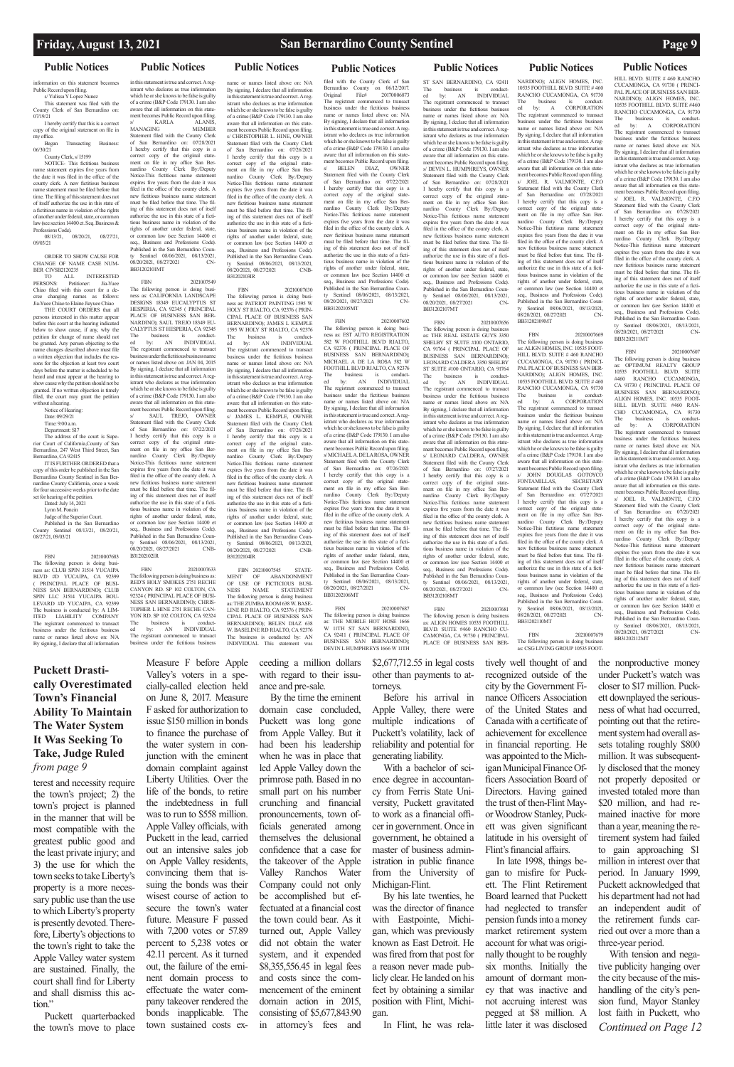## Public Notices

information on this statement becomes Public Record upon filing.
s/ Yulissa Y Lopez Nunez
This statement was filed with the County Clerk of San Bernardino on: 07/19/21
I hereby certify that this is a correct copy of the original statement on file in my office.
Began Transacting Business: 06/30/21
County Clerk, s/15199
NOTICE- This fictitious business name statement expires five years from the date it was filed in the office of the county clerk. A new fictitious business name statement must be filed before that time. The filing of this statement does not of itself authorize the use in this state of a fictitious name in violation of the rights of another under federal, state, or common law (see section 14400 et. Seq. Business & Professions Code).
08/13/21, 08/20/21, 08/27/21, 09/03/21

ORDER TO SHOW CAUSE FOR CHANGE OF NAME CASE NUMBER CIVSB2120235
TO ALL INTERESTED PERSONS: Petitioner: Jia-Yuee Chiao filed with this court for a decree changing names as follows: Jia-Yuee Chiao to Elaine Jiayuee Chiao
THE COURT ORDERS that all persons interested in this matter appear before this court at the hearing indicated below to show cause, if any, why the petition for change of name should not be granted. Any person objecting to the name changes described above must file a written objection that includes the reasons for the objection at least two court days before the matter is scheduled to be heard and must appear at the hearing to show cause why the petition should not be granted. If no written objection is timely filed, the court may grant the petition without a hearing.
Notice of Hearing:
Date: 09/29/21
Time: 9:00 a.m.
Department: S17
The address of the court is Superior Court of California,County of San Bernardino, 247 West Third Street, San Bernardino, CA 92415
IT IS FURTHER ORDERED that a copy of this order be published in the San Bernardino County Sentinel in San Bernardino County California, once a week for four successive weeks prior to the date set for hearing of the petition.
Dated: July 14, 2021
Lynn M. Poncin
Judge of the Superior Court.
Published in the San Bernardino County Sentinel 08/13/21, 08/20/21, 08/27/21, 09/03/21

FBN 20210007683
The following person is doing business as: CLUB SPIN 31514 YUCAIPA BLVD #D YUCAIPA, CA 92399 ( PRINCIPAL PLACE OF BUSINESS SAN BERNARDINO); CLUB SPIN LLC 31514 YUCAIPA BOULEVARD #D YUCAIPA, CA 92399
The business is conducted by: A LIMITED LIABILITY COMPANY
The registrant commenced to transact business under the fictitious business name or names listed above on: N/A
By signing, I declare that all information in this statement is true and correct. A registrant who declares as true information which he or she knows to be false is guilty of a crime (B&P Code 179130. I am also aware that all information on this statement becomes Public Record upon filing.
s/ KARLA ALANIS, MANAGING MEMBER
Statement filed with the County Clerk of San Bernardino on: 07/28/2021
I hereby certify that this copy is a correct copy of the original statement on file in my office San Bernardino County Clerk By:/Deputy
Notice-This fictitious name statement expires five years from the date it was filed in the office of the county clerk. A new fictitious business name statement must be filed before that time. The filing of this statement does not of itself authorize the use in this state of a fictitious business name in violation of the rights of another under federal, state, or common law (see Section 14400 et seq., Business and Professions Code). Published in the San Bernardino County Sentinel 08/06/2021, 08/13/2021, 08/20/2021, 08/27/2021 CNBB31202101MT

FBN 20210007549
The following person is doing business as: CALIFORNIA LANDSCAPE DESIGNS 18349 EUCALYPTUS ST HESPERIA, CA 92345 ( PRINCIPAL PLACE OF BUSINESS SAN BERNARDINO); SAUL TREJO 18349 EUCALYPTUS ST HESPERIA, CA 92345
The business is conducted by: AN INDIVIDUAL
The registrant commenced to transact business under the fictitious business name or names listed above on: JAN 04, 2015
By signing, I declare that all information in this statement is true and correct. A registrant who declares as true information which he or she knows to be false is guilty of a crime (B&P Code 179130. I am also aware that all information on this statement becomes Public Record upon filing.
s/ SAUL TREJO, OWNER
Statement filed with the County Clerk of San Bernardino on: 07/22/2021
I hereby certify that this copy is a correct copy of the original statement on file in my office San Bernardino County Clerk By:/Deputy
Notice-This fictitious name statement expires five years from the date it was filed in the office of the county clerk. A new fictitious business name statement must be filed before that time. The filing of this statement does not of itself authorize the use in this state of a fictitious business name in violation of the rights of another under federal, state, or common law (see Section 14400 et seq., Business and Professions Code). Published in the San Bernardino County Sentinel 08/06/2021, 08/13/2021, 08/20/2021, 08/27/2021 CNBB31202102IR

FBN 20210007633
The following person is doing business as: RED'S HOLY SMOKES 2751 RECHE CANYON RD SP 102 COLTON, CA 92324 ( PRINCIPAL PLACE OF BUSINESS SAN BERNARDINO); CHRISTOPHER L HINE 2751 RECHE CANYON RD SP 102 COLTON, CA 92324
The business is conducted by: AN INDIVIDUAL
The registrant commenced to transact business under the fictitious business name or names listed above on: N/A
By signing, I declare that all information in this statement is true and correct. A registrant who declares as true information which he or she knows to be false is guilty of a crime (B&P Code 179130. I am also aware that all information on this statement becomes Public Record upon filing.
s/ CHRISTOPHER L. HINE, OWNER
Statement filed with the County Clerk of San Bernardino on: 07/26/2021
I hereby certify that this copy is a correct copy of the original statement on file in my office San Bernardino County Clerk By:/Deputy
Notice-This fictitious name statement expires five years from the date it was filed in the office of the county clerk. A new fictitious business name statement must be filed before that time. The filing of this statement does not of itself authorize the use in this state of a fictitious business name in violation of the rights of another under federal, state, or common law (see Section 14400 et seq., Business and Professions Code). Published in the San Bernardino County Sentinel 08/06/2021, 08/13/2021, 08/20/2021, 08/27/2021 CNBB31202103IR

FBN 20210007630
The following person is doing business as: PATRIOT PAINTING 1595 W HOLY ST RIALTO, CA 92376 ( PRINCIPAL PLACE OF BUSINESS SAN BERNARDINO); JAMES L KEMPLE 1595 W HOLY ST RIALTO, CA 92376
The business is conducted by: AN INDIVIDUAL
The registrant commenced to transact business under the fictitious business name or names listed above on: N/A
By signing, I declare that all information in this statement is true and correct. A registrant who declares as true information which he or she knows to be false is guilty of a crime (B&P Code 179130. I am also aware that all information on this statement becomes Public Record upon filing.
s/ JAMES L. KEMPLE, OWNER
Statement filed with the County Clerk of San Bernardino on: 07/26/2021
I hereby certify that this copy is a correct copy of the original statement on file in my office San Bernardino County Clerk By:/Deputy
Notice-This fictitious name statement expires five years from the date it was filed in the office of the county clerk. A new fictitious business name statement must be filed before that time. The filing of this statement does not of itself authorize the use in this state of a fictitious business name in violation of the rights of another under federal, state, or common law (see Section 14400 et seq., Business and Professions Code). Published in the San Bernardino County Sentinel 08/06/2021, 08/13/2021, 08/20/2021, 08/27/2021 CNBB31202104IR

FBN 20210007545 STATEMENT OF ABANDONMENT OF USE OF FICTICIOUS BUSINESS NAME STATEMENT
The following person is doing business as: THE ZUMBA ROOM 638 W. BASELINE RD RIALTO, CA 92376 ( PRINCIPAL PLACE OF BUSINESS SAN BERNARDINO); BELEN DIAZ 638 W. BASELINE RD RIALTO, CA 92376
The business is conducted by: AN INDIVIDUAL This statement was filed with the County Clerk of San Bernardino County on 06/12/2017. Original File# 20170006873
The registrant commenced to transact business under the fictitious business name or names listed above on: N/A
By signing, I declare that all information in this statement is true and correct. A registrant who declares as true information which he or she knows to be false is guilty of a crime (B&P Code 179130. I am also aware that all information on this statement becomes Public Record upon filing.
s/ BELEN DIAZ, OWNER
Statement filed with the County Clerk of San Bernardino on: 07/22/2021
I hereby certify that this copy is a correct copy of the original statement on file in my office San Bernardino County Clerk By:/Deputy
Notice-This fictitious name statement expires five years from the date it was filed in the office of the county clerk. A new fictitious business name statement must be filed before that time. The filing of this statement does not of itself authorize the use in this state of a fictitious business name in violation of the rights of another under federal, state, or common law (see Section 14400 et seq., Business and Professions Code). Published in the San Bernardino County Sentinel 08/06/2021, 08/13/2021, 08/20/2021, 08/27/2021 CNBB31202105MT

FBN 20210007602
The following person is doing business as: EST AUTO REGISTRATION 582 W FOOTHILL BLVD RIALTO, CA 92376 ( PRINCIPAL PLACE OF BUSINESS SAN BERNARDINO); MICHAEL A DE LA ROSA 582 W FOOTHILL BLVD RIALTO, CA 92376
The business is conducted by: AN INDIVIDUAL
The registrant commenced to transact business under the fictitious business name or names listed above on: N/A
By signing, I declare that all information in this statement is true and correct. A registrant who declares as true information which he or she knows to be false is guilty of a crime (B&P Code 179130. I am also aware that all information on this statement becomes Public Record upon filing.
s/MICHAEL A. DE LA ROSA, OWNER
Statement filed with the County Clerk of San Bernardino on: 07/26/2021
I hereby certify that this copy is a correct copy of the original statement on file in my office San Bernardino County Clerk By:/Deputy
Notice-This fictitious name statement expires five years from the date it was filed in the office of the county clerk. A new fictitious business name statement must be filed before that time. The filing of this statement does not of itself authorize the use in this state of a fictitious business name in violation of the rights of another under federal, state, or common law (see Section 14400 et seq., Business and Professions Code). Published in the San Bernardino County Sentinel 08/06/2021, 08/13/2021, 08/20/2021, 08/27/2021 CNBB31202106MT

FBN 20210007687
The following person is doing business as: THE MOBILE HOT HOSE 1666 W 11TH ST SAN BERNARDINO, CA 92411 ( PRINCIPAL PLACE OF BUSINESS SAN BERNARDINO); DEVIN L HUMPHREYS 1666 W 11TH ST SAN BERNARDINO, CA 92411
The business is conducted by: AN INDIVIDUAL
The registrant commenced to transact business under the fictitious business name or names listed above on: N/A
By signing, I declare that all information in this statement is true and correct. A registrant who declares as true information which he or she knows to be false is guilty of a crime (B&P Code 179130. I am also aware that all information on this statement becomes Public Record upon filing.
s/ DEVIN L. HUMPHREYS, OWNER
Statement filed with the County Clerk of San Bernardino on: 07/28/2021
I hereby certify that this copy is a correct copy of the original statement on file in my office San Bernardino County Clerk By:/Deputy
Notice-This fictitious name statement expires five years from the date it was filed in the office of the county clerk. A new fictitious business name statement must be filed before that time. The filing of this statement does not of itself authorize the use in this state of a fictitious business name in violation of the rights of another under federal, state, or common law (see Section 14400 et seq., Business and Professions Code). Published in the San Bernardino County Sentinel 08/06/2021, 08/13/2021, 08/20/2021, 08/27/2021 CNBB31202107MT

FBN 20210007656
The following person is doing business as: THE REAL ESTATE GUYS 3350 SHELBY ST SUITE #100 ONTARIO, CA 91764 ( PRINCIPAL PLACE OF BUSINESS SAN BERNARDINO); LEONARD CALDERA 3350 SHELBY ST SUITE #100 ONTARIO, CA 91764
The business is conducted by: AN INDIVIDUAL
The registrant commenced to transact business under the fictitious business name or names listed above on: N/A
By signing, I declare that all information in this statement is true and correct. A registrant who declares as true information which he or she knows to be false is guilty of a crime (B&P Code 179130. I am also aware that all information on this statement becomes Public Record upon filing.
s/ LEONARD CALDERA, OWNER
Statement filed with the County Clerk of San Bernardino on: 07/27/2021
I hereby certify that this copy is a correct copy of the original statement on file in my office San Bernardino County Clerk By:/Deputy
Notice-This fictitious name statement expires five years from the date it was filed in the office of the county clerk. A new fictitious business name statement must be filed before that time. The filing of this statement does not of itself authorize the use in this state of a fictitious business name in violation of the rights of another under federal, state, or common law (see Section 14400 et seq., Business and Professions Code). Published in the San Bernardino County Sentinel 08/06/2021, 08/13/2021, 08/20/2021, 08/27/2021 CNBB31202108MT

FBN 20210007681
The following person is doing business as: ALIGN HOMES 10535 FOOTHILL BLVD. SUITE #460 RANCHO CUCAMONGA, CA 91730 ( PRINCIPAL PLACE OF BUSINESS SAN BERNARDINO); ALIGN HOMES, INC. 10535 FOOTHILL BLVD. SUITE # 460 RANCHO CUCAMONGA, CA 91730
The business is conducted by: A CORPORATION
The registrant commenced to transact business under the fictitious business name or names listed above on: N/A
By signing, I declare that all information in this statement is true and correct. A registrant who declares as true information which he or she knows to be false is guilty of a crime (B&P Code 179130. I am also aware that all information on this statement becomes Public Record upon filing.
s/ JOEL R. VALMONTE, C.F.O
Statement filed with the County Clerk of San Bernardino on: 07/28/2021
I hereby certify that this copy is a correct copy of the original statement on file in my office San Bernardino County Clerk By:/Deputy
Notice-This fictitious name statement expires five years from the date it was filed in the office of the county clerk. A new fictitious business name statement must be filed before that time. The filing of this statement does not of itself authorize the use in this state of a fictitious business name in violation of the rights of another under federal, state, or common law (see Section 14400 et seq., Business and Professions Code). Published in the San Bernardino County Sentinel 08/06/2021, 08/13/2021, 08/20/2021, 08/27/2021 CNBB31202109MT

FBN 20210007669
The following person is doing business as: ALIGN HOMES, INC. 10535 FOOTHILL BLVD. SUITE # 460 RANCHO CUCAMONGA, CA 91730 ( PRINCIPAL PLACE OF BUSINESS SAN BERNARDINO); ALIGN HOMES, INC. 10535 FOOTHILL BLVD. SUITE # 460 RANCHO CUCAMONGA, CA 91730
The business is conducted by: A CORPORATION
The registrant commenced to transact business under the fictitious business name or names listed above on: N/A
By signing, I declare that all information in this statement is true and correct. A registrant who declares as true information which he or she knows to be false is guilty of a crime (B&P Code 179130. I am also aware that all information on this statement becomes Public Record upon filing.
s/ JOHN DOUGLAS GOTOYCO FONTAMILLAS, SECRETARY
Statement filed with the County Clerk of San Bernardino on: 07/27/2021
I hereby certify that this copy is a correct copy of the original statement on file in my office San Bernardino County Clerk By:/Deputy
Notice-This fictitious name statement expires five years from the date it was filed in the office of the county clerk. A new fictitious business name statement must be filed before that time. The filing of this statement does not of itself authorize the use in this state of a fictitious business name in violation of the rights of another under federal, state, or common law (see Section 14400 et seq., Business and Professions Code). Published in the San Bernardino County Sentinel 08/06/2021, 08/13/2021, 08/20/2021, 08/27/2021 CNBB31202110MT

FBN 20210007679
The following person is doing business as: CSG LIVING GROUP 10535 FOOTHILL BLVD. SUITE # 460 RANCHO CUCAMONGA, CA 91730 ( PRINCIPAL PLACE OF BUSINESS SAN BERNARDINO); ALIGN HOMES, INC. 10535 FOOTHILL BLVD. SUITE #460 RANCHO CUCAMONGA, CA 91730
The business is conducted by: A CORPORATION
The registrant commenced to transact business under the fictitious business name or names listed above on: N/A
By signing, I declare that all information in this statement is true and correct. A registrant who declares as true information which he or she knows to be false is guilty of a crime (B&P Code 179130. I am also aware that all information on this statement becomes Public Record upon filing.
s/ JOEL R. VALMONTE, C.F.O
Statement filed with the County Clerk of San Bernardino on: 07/28/2021
I hereby certify that this copy is a correct copy of the original statement on file in my office San Bernardino County Clerk By:/Deputy
Notice-This fictitious name statement expires five years from the date it was filed in the office of the county clerk. A new fictitious business name statement must be filed before that time. The filing of this statement does not of itself authorize the use in this state of a fictitious business name in violation of the rights of another under federal, state, or common law (see Section 14400 et seq., Business and Professions Code). Published in the San Bernardino County Sentinel 08/06/2021, 08/13/2021, 08/20/2021, 08/27/2021 CNBB31202111MT

FBN 20210007607
The following person is doing business as: OPTIMUM REALTY GROUP 10535 FOOTHILL BLVD. SUITE #460 RANCHO CUCAMONGA, CA 91730 ( PRINCIPAL PLACE OF BUSINESS SAN BERNARDINO); ALIGN HOMES, INC. 10535 FOOTHILL BLVD. SUITE #460 RANCHO CUCAMONGA, CA 91730
The business is conducted by: A CORPORATION
The registrant commenced to transact business under the fictitious business name or names listed above on: N/A
By signing, I declare that all information in this statement is true and correct. A registrant who declares as true information which he or she knows to be false is guilty of a crime (B&P Code 179130. I am also aware that all information on this statement becomes Public Record upon filing.
s/ JOEL R. VALMONTE, C.F.O
Statement filed with the County Clerk of San Bernardino on: 07/20/2021
I hereby certify that this copy is a correct copy of the original statement on file in my office San Bernardino County Clerk By:/Deputy
Notice-This fictitious name statement expires five years from the date it was filed in the office of the county clerk. A new fictitious business name statement must be filed before that time. The filing of this statement does not of itself authorize the use in this state of a fictitious business name in violation of the rights of another under federal, state, or common law (see Section 14400 et seq., Business and Professions Code). Published in the San Bernardino County Sentinel 08/06/2021, 08/13/2021, 08/20/2021, 08/27/2021 CNBB31202112MT

## Puckett Drastically Overestimated Town's Financial Ability To Maintain The Water System It Was Seeking To Take, Judge Ruled

*from page 9*

terest and necessity require the town's project; 2) the town's project is planned in the manner that will be most compatible with the greatest public good and the least private injury; and 3) the use for which the town seeks to take Liberty's property is a more necessary public use than the use to which Liberty's property is presently devoted. Therefore, Liberty's objections to the town's right to take the Apple Valley water system are sustained. Finally, the court shall find for Liberty and shall dismiss this action."

Puckett quarterbacked the town's move to place Measure F before Apple Valley's voters in a specially-called election held on June 8, 2017. Measure F asked for authorization to issue $150 million in bonds to finance the purchase of the water system in conjunction with the eminent domain complaint against Liberty Utilities. Over the life of the bonds, to retire the indebtedness in full was to run to $558 million. Apple Valley officials, with Puckett in the lead, carried out an intensive sales job on Apple Valley residents, convincing them that issuing the bonds was their wisest course of action to secure the town's water future. Measure F passed with 7,200 votes or 57.89 percent to 5,238 votes or 42.11 percent. As it turned out, the failure of the eminent domain process to effectuate the water company takeover rendered the bonds inapplicable. The town sustained costs exceeding a million dollars with regard to their issuance and pre-sale.

By the time the eminent domain case concluded, Puckett was long gone from Apple Valley. But it had been his leadership when he was in place that led Apple Valley down the primrose path. Based in no small part on his number crunching and financial pronouncements, town officials generated among themselves the delusional confidence that a case for the takeover of the Apple Valley Ranchos Water Company could not only be accomplished but effectuated at a financial cost the town could bear. As it turned out, Apple Valley did not obtain the water system, and it expended $8,355,556.45 in legal fees and costs since the commencement of the eminent domain action in 2015, consisting of $5,677,843.90 in attorney's fees and $2,677,712.55 in legal costs other than payments to attorneys.

Before his arrival in Apple Valley, there were multiple indications of Puckett's volatility, lack of reliability and potential for generating liability.

With a bachelor of science degree in accountancy from Ferris State University, Puckett gravitated to work as a financial officer in government. Once in government, he obtained a master of business administration in public finance from the University of Michigan-Flint.

By his late twenties, he was the director of finance with Eastpointe, Michigan, which was previously known as East Detroit. He was fired from that post for a reason never made publicly clear. He landed on his feet by obtaining a similar position with Flint, Michigan.

In Flint, he was relatively well thought of and recognized outside of the city by the Government Finance Officers Association of the United States and Canada with a certificate of achievement for excellence in financial reporting. He was appointed to the Michigan Municipal Finance Officers Association Board of Directors. Having gained the trust of then-Flint Mayor Woodrow Stanley, Puckett was given significant latitude in his oversight of Flint's financial affairs.

In late 1998, things began to misfire for Puckett. The Flint Retirement Board learned that Puckett had neglected to transfer pension funds into a money market retirement system account for what was originally thought to be roughly six months. Initially the amount of dormant money that was inactive and not accruing interest was pegged at $8 million. A little later it was disclosed the nonproductive money under Puckett's watch was closer to $17 million. Puckett downplayed the seriousness of what had occurred, pointing out that the retirement system had overall assets totaling roughly $800 million. It was subsequently disclosed that the money not properly deposited or invested totaled more than $20 million, and had remained inactive for more than a year, meaning the retirement system had failed to gain approaching $1 million in interest over that period. In January 1999, Puckett acknowledged that his department had not had an independent audit of the retirement funds carried out over a more than a three-year period.

With tension and negative publicity hanging over the city because of the mishandling of the city's pension fund, Mayor Stanley lost faith in Puckett, who

*Continued on Page 12*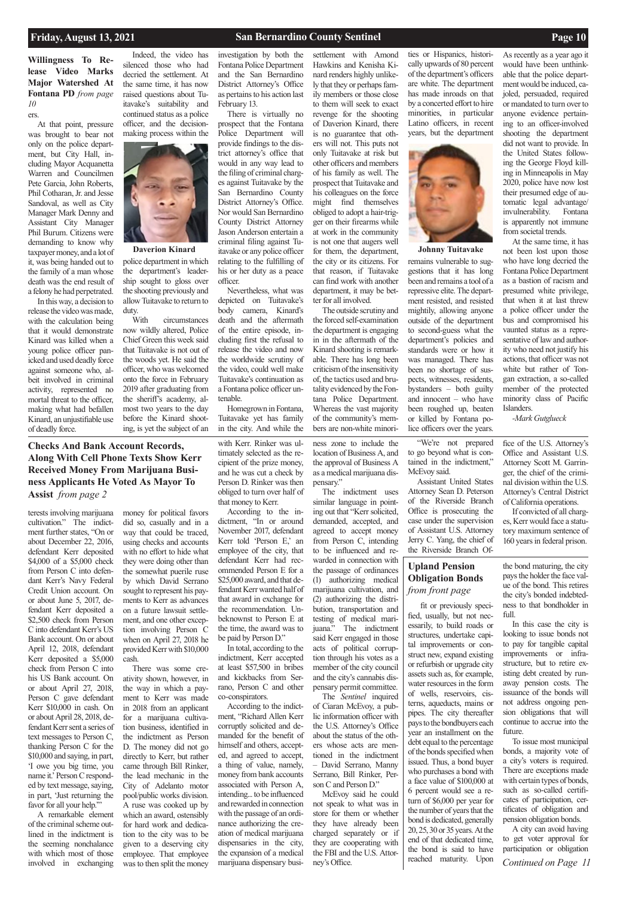**Willingness To Release Video Marks Major Watershed At Fontana PD** *from page 10*

ers.

At that point, pressure was brought to bear not only on the police department, but City Hall, including Mayor Acquanetta Warren and Councilmen Pete Garcia, John Roberts, Phil Cotharan, Jr. and Jesse Sandoval, as well as City Manager Mark Denny and Assistant City Manager Phil Burum. Citizens were demanding to know why taxpayer money, and a lot of it, was being handed out to the family of a man whose death was the end result of a felony he had perpetrated.

In this way, a decision to release the video was made, with the calculation being that it would demonstrate Kinard was killed when a young police officer panicked and used deadly force against someone who, albeit involved in criminal activity, represented no mortal threat to the officer, making what had befallen Kinard, an unjustifiable use of deadly force.

Indeed, the video has silenced those who had decried the settlement. At the same time, it has now raised questions about Tuitavake's suitability and continued status as a police officer, and the decision-making process within the police department in which the department's leadership sought to gloss over the shooting previously and allow Tuitavake to return to duty.

Daverion Kinard

With circumstances now wildly altered, Police Chief Green this week said that Tuitavake is not out of the woods yet. He said the officer, who was welcomed onto the force in February 2019 after graduating from the sheriff's academy, almost two years to the day before the Kinard shooting, is yet the subject of an investigation by both the Fontana Police Department and the San Bernardino District Attorney's Office as pertains to his action last February 13.

There is virtually no prospect that the Fontana Police Department will provide findings to the district attorney's office that would in any way lead to the filing of criminal charges against Tuitavake by the San Bernardino County District Attorney's Office. Nor would San Bernardino County District Attorney Jason Anderson entertain a criminal filing against Tuitavake or any police officer relating to the fulfilling of his or her duty as a peace officer.

Nevertheless, what was depicted on Tuitavake's body camera, Kinard's death and the aftermath of the entire episode, including first the refusal to release the video and now the worldwide scrutiny of the video, could well make Tuitavake's continuation as a Fontana police officer untenable.

Homegrown in Fontana, Tuitavake yet has family in the city. And while the settlement with Amond Hawkins and Kenisha Kinard renders highly unlikely that they or perhaps family members or those close to them will seek to exact revenge for the shooting of Daverion Kinard, there is no guarantee that others will not. This puts not only Tuitavake at risk but other officers and members of his family as well. The prospect that Tuitavake and his colleagues on the force might find themselves obliged to adopt a hair-trigger on their firearms while at work in the community is not one that augers well for them, the department, the city or its citizens. For that reason, if Tuitavake can find work with another department, it may be better for all involved.

The outside scrutiny and the forced self-examination the department is engaging in in the aftermath of the Kinard shooting is remarkable. There has long been criticism of the insensitivity of, the tactics used and brutality evidenced by the Fontana Police Department. Whereas the vast majority of the community's members are non-white minorities or Hispanics, historically upwards of 80 percent of the department's officers are white. The department has made inroads on that by a concerted effort to hire minorities, in particular Latino officers, in recent years, but the department remains vulnerable to suggestions that it has long been and remains a tool of a repressive elite. The department resisted, and resisted mightily, allowing anyone outside of the department to second-guess what the department's policies and standards were or how it was managed. There has been no shortage of suspects, witnesses, residents, bystanders – both guilty and innocent – who have been roughed up, beaten or killed by Fontana police officers over the years.

Johnny Tuitavake

As recently as a year ago it would have been unthinkable that the police department would be induced, cajoled, persuaded, required or mandated to turn over to anyone evidence pertaining to an officer-involved shooting the department did not want to provide. In the United States following the George Floyd killing in Minneapolis in May 2020, police have now lost their presumed edge of automatic legal advantage/invulnerability. Fontana is apparently not immune from societal trends.

At the same time, it has not been lost upon those who have long decried the Fontana Police Department as a bastion of racism and presumed white privilege, that when it at last threw a police officer under the bus and compromised his vaunted status as a representative of law and authority who need not justify his actions, that officer was not white but rather of Tongan extraction, a so-called member of the protected minority class of Pacific Islanders.

*-Mark Gutglueck*

**Checks And Bank Account Records, Along With Cell Phone Texts Show Kerr Received Money From Marijuana Business Applicants He Voted As Mayor To Assist** *from page 2*

terests involving marijuana cultivation." The indictment further states, "On or about December 22, 2016, defendant Kerr deposited $4,000 of a $5,000 check from Person C into defendant Kerr's Navy Federal Credit Union account. On or about June 5, 2017, defendant Kerr deposited a $2,500 check from Person C into defendant Kerr's US Bank account. On or about April 12, 2018, defendant Kerr deposited a $5,000 check from Person C into his US Bank account. On or about April 27, 2018, Person C gave defendant Kerr $10,000 in cash. On or about April 28, 2018, defendant Kerr sent a series of text messages to Person C, thanking Person C for the $10,000 and saying, in part, 'I owe you big time, you name it.' Person C responded by text message, saying, in part, 'Just returning the favor for all your help.'"

A remarkable element of the criminal scheme outlined in the indictment is the seeming nonchalance with which most of those involved in exchanging money for political favors did so, casually and in a way that could be traced, using checks and accounts with no effort to hide what they were doing other than the somewhat puerile ruse by which David Serrano sought to represent his payments to Kerr as advances on a future lawsuit settlement, and one other exception involving Person C when on April 27, 2018 he provided Kerr with $10,000 cash.

There was some creativity shown, however, in the way in which a payment to Kerr was made in 2018 from an applicant for a marijuana cultivation business, identified in the indictment as Person D. The money did not go directly to Kerr, but rather came through Bill Rinker, the lead mechanic in the City of Adelanto motor pool/public works division. A ruse was cooked up by which an award, ostensibly for hard work and dedication to the city was to be given to a deserving city employee. That employee was to then split the money with Kerr. Rinker was ultimately selected as the recipient of the prize money, and he was cut a check by Person D. Rinker was then obliged to turn over half of that money to Kerr.

According to the indictment, "In or around November 2017, defendant Kerr told 'Person E,' an employee of the city, that defendant Kerr had recommended Person E for a $25,000 award, and that defendant Kerr wanted half of that award in exchange for the recommendation. Unbeknownst to Person E at the time, the award was to be paid by Person D."

In total, according to the indictment, Kerr accepted at least $57,500 in bribes and kickbacks from Serrano, Person C and other co-conspirators.

According to the indictment, "Richard Allen Kerr corruptly solicited and demanded for the benefit of himself and others, accepted, and agreed to accept, a thing of value, namely, money from bank accounts associated with Person A, intending... to be influenced and rewarded in connection with the passage of an ordinance authorizing the creation of medical marijuana dispensaries in the city, the expansion of a medical marijuana dispensary business zone to include the location of Business A, and the approval of Business A as a medical marijuana dispensary."

The indictment uses similar language in pointing out that "Kerr solicited, demanded, accepted, and agreed to accept money from Person C, intending to be influenced and rewarded in connection with the passage of ordinances (1) authorizing medical marijuana cultivation, and (2) authorizing the distribution, transportation and testing of medical marijuana." The indictment said Kerr engaged in those acts of political corruption through his votes as a member of the city council and the city's cannabis dispensary permit committee.

The *Sentinel* inquired of Ciaran McEvoy, a public information officer with the U.S. Attorney's Office about the status of the others whose acts are mentioned in the indictment – David Serrano, Manny Serrano, Bill Rinker, Person C and Person D."

McEvoy said he could not speak to what was in store for them or whether they have already been charged separately or if they are cooperating with the FBI and the U.S. Attorney's Office.

"We're not prepared to go beyond what is contained in the indictment," McEvoy said.

Assistant United States Attorney Sean D. Peterson of the Riverside Branch Office is prosecuting the case under the supervision of Assistant U.S. Attorney Jerry C. Yang, the chief of the Riverside Branch Office of the U.S. Attorney's Office and Assistant U.S. Attorney Scott M. Garringer, the chief of the criminal division within the U.S. Attorney's Central District of California operations.

If convicted of all charges, Kerr would face a statutory maximum sentence of 160 years in federal prison.

**Upland Pension Obligation Bonds** *from front page*

fit or previously specified, usually, but not necessarily, to build roads or structures, undertake capital improvements or construct new, expand existing or refurbish or upgrade city assets such as, for example, water resources in the form of wells, reservoirs, cisterns, aqueducts, mains or pipes. The city thereafter pays to the bondbuyers each year an installment on the debt equal to the percentage of the bonds specified when issued. Thus, a bond buyer who purchases a bond with a face value of $100,000 at 6 percent would see a return of $6,000 per year for the number of years that the bond is dedicated, generally 20, 25, 30 or 35 years. At the end of that dedicated time, the bond is said to have reached maturity. Upon the bond maturing, the city pays the holder the face value of the bond. This retires the city's bonded indebtedness to that bondholder in full.

In this case the city is looking to issue bonds not to pay for tangible capital improvements or infrastructure, but to retire existing debt created by runaway pension costs. The issuance of the bonds will not address ongoing pension obligations that will continue to accrue into the future.

To issue most municipal bonds, a majority vote of a city's voters is required. There are exceptions made with certain types of bonds, such as so-called certificates of participation, certificates of obligation and pension obligation bonds.

A city can avoid having to get voter approval for participation or obligation

*Continued on Page 11*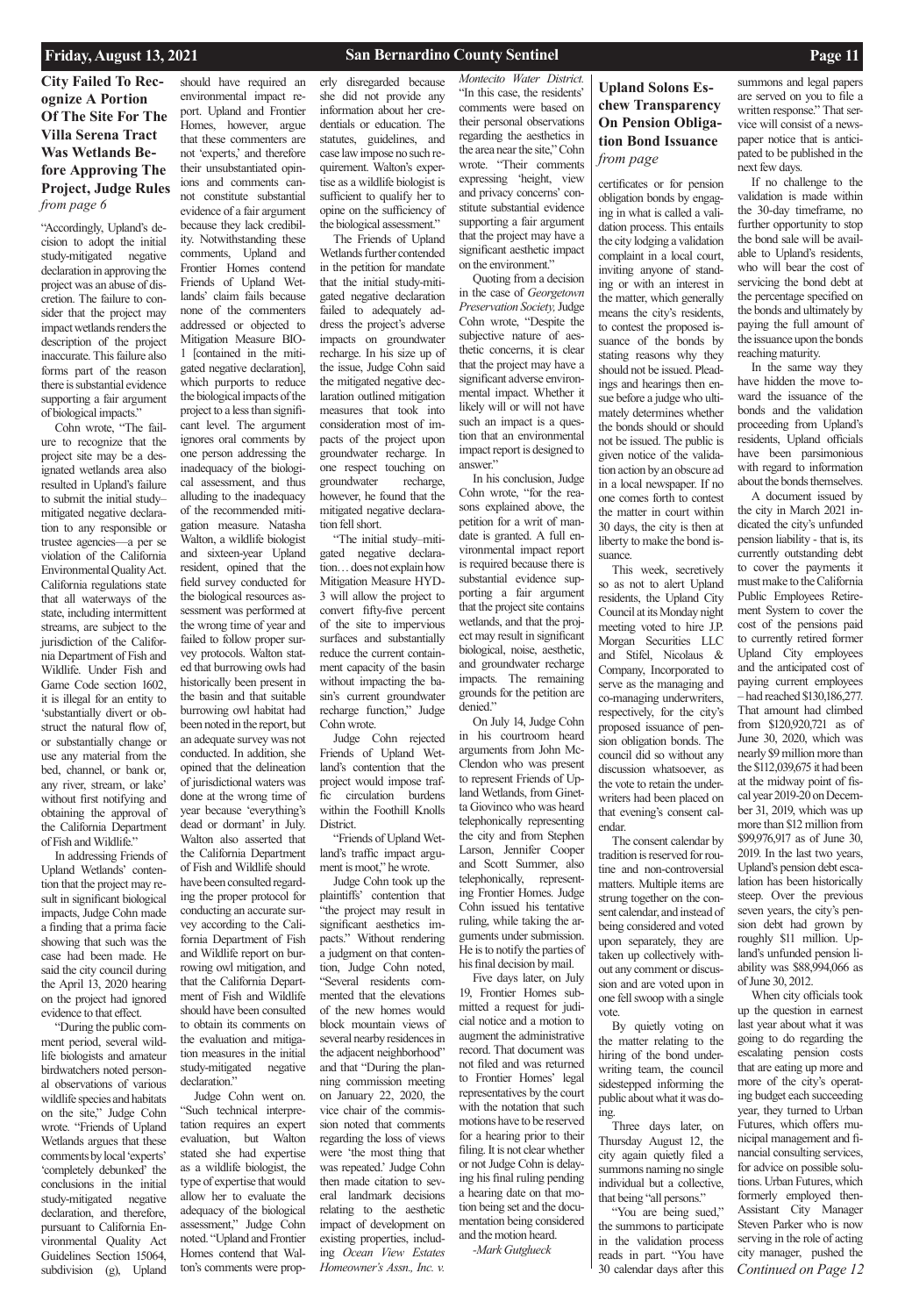## City Failed To Recognize A Portion Of The Site For The Villa Serena Tract Was Wetlands Before Approving The Project, Judge Rules

*from page 6*

"Accordingly, Upland's decision to adopt the initial study-mitigated negative declaration in approving the project was an abuse of discretion. The failure to consider that the project may impact wetlands renders the description of the project inaccurate. This failure also forms part of the reason there is substantial evidence supporting a fair argument of biological impacts."

Cohn wrote, "The failure to recognize that the project site may be a designated wetlands area also resulted in Upland's failure to submit the initial study–mitigated negative declaration to any responsible or trustee agencies—a per se violation of the California Environmental Quality Act. California regulations state that all waterways of the state, including intermittent streams, are subject to the jurisdiction of the California Department of Fish and Wildlife. Under Fish and Game Code section 1602, it is illegal for an entity to 'substantially divert or obstruct the natural flow of, or substantially change or use any material from the bed, channel, or bank or, any river, stream, or lake' without first notifying and obtaining the approval of the California Department of Fish and Wildlife."

In addressing Friends of Upland Wetlands' contention that the project may result in significant biological impacts, Judge Cohn made a finding that a prima facie showing that such was the case had been made. He said the city council during the April 13, 2020 hearing on the project had ignored evidence to that effect.

"During the public comment period, several wildlife biologists and amateur birdwatchers noted personal observations of various wildlife species and habitats on the site," Judge Cohn wrote. "Friends of Upland Wetlands argues that these comments by local 'experts' 'completely debunked' the conclusions in the initial study-mitigated negative declaration, and therefore, pursuant to California Environmental Quality Act Guidelines Section 15064, subdivision (g), Upland should have required an environmental impact report. Upland and Frontier Homes, however, argue that these commenters are not 'experts,' and therefore their unsubstantiated opinions and comments cannot constitute substantial evidence of a fair argument because they lack credibility. Notwithstanding these comments, Upland and Frontier Homes contend Friends of Upland Wetlands' claim fails because none of the commenters addressed or objected to Mitigation Measure BIO-1 [contained in the mitigated negative declaration], which purports to reduce the biological impacts of the project to a less than significant level. The argument ignores oral comments by one person addressing the inadequacy of the biological assessment, and thus alluding to the inadequacy of the recommended mitigation measure. Natasha Walton, a wildlife biologist and sixteen-year Upland resident, opined that the field survey conducted for the biological resources assessment was performed at the wrong time of year and failed to follow proper survey protocols. Walton stated that burrowing owls had historically been present in the basin and that suitable burrowing owl habitat had been noted in the report, but an adequate survey was not conducted. In addition, she opined that the delineation of jurisdictional waters was done at the wrong time of year because 'everything's dead or dormant' in July. Walton also asserted that the California Department of Fish and Wildlife should have been consulted regarding the proper protocol for conducting an accurate survey according to the California Department of Fish and Wildlife report on burrowing owl mitigation, and that the California Department of Fish and Wildlife should have been consulted to obtain its comments on the evaluation and mitigation measures in the initial study-mitigated negative declaration."

Judge Cohn went on. "Such technical interpretation requires an expert evaluation, but Walton stated she had expertise as a wildlife biologist, the type of expertise that would allow her to evaluate the adequacy of the biological assessment," Judge Cohn noted. "Upland and Frontier Homes contend that Walton's comments were properly disregarded because she did not provide any information about her credentials or education. The statutes, guidelines, and case law impose no such requirement. Walton's expertise as a wildlife biologist is sufficient to qualify her to opine on the sufficiency of the biological assessment."

The Friends of Upland Wetlands further contended in the petition for mandate that the initial study-mitigated negative declaration failed to adequately address the project's adverse impacts on groundwater recharge. In his size up of the issue, Judge Cohn said the mitigated negative declaration outlined mitigation measures that took into consideration most of impacts of the project upon groundwater recharge. In one respect touching on groundwater recharge, however, he found that the mitigated negative declaration fell short.

"The initial study–mitigated negative declaration… does not explain how Mitigation Measure HYD-3 will allow the project to convert fifty-five percent of the site to impervious surfaces and substantially reduce the current containment capacity of the basin without impacting the basin's current groundwater recharge function," Judge Cohn wrote.

Judge Cohn rejected Friends of Upland Wetland's contention that the project would impose traffic circulation burdens within the Foothill Knolls District.

"Friends of Upland Wetland's traffic impact argument is moot," he wrote.

Judge Cohn took up the plaintiffs' contention that "the project may result in significant aesthetics impacts." Without rendering a judgment on that contention, Judge Cohn noted, "Several residents commented that the elevations of the new homes would block mountain views of several nearby residences in the adjacent neighborhood" and that "During the planning commission meeting on January 22, 2020, the vice chair of the commission noted that comments regarding the loss of views were 'the most thing that was repeated.' Judge Cohn then made citation to several landmark decisions relating to the aesthetic impact of development on existing properties, including *Ocean View Estates Homeowner's Assn., Inc. v. Montecito Water District.* "In this case, the residents' comments were based on their personal observations regarding the aesthetics in the area near the site," Cohn wrote. "Their comments expressing 'height, view and privacy concerns' constitute substantial evidence supporting a fair argument that the project may have a significant aesthetic impact on the environment."

Quoting from a decision in the case of *Georgetown Preservation Society,* Judge Cohn wrote, "Despite the subjective nature of aesthetic concerns, it is clear that the project may have a significant adverse environmental impact. Whether it likely will or will not have such an impact is a question that an environmental impact report is designed to answer."

In his conclusion, Judge Cohn wrote, "for the reasons explained above, the petition for a writ of mandate is granted. A full environmental impact report is required because there is substantial evidence supporting a fair argument that the project site contains wetlands, and that the project may result in significant biological, noise, aesthetic, and groundwater recharge impacts. The remaining grounds for the petition are denied."

On July 14, Judge Cohn in his courtroom heard arguments from John McClendon who was present to represent Friends of Upland Wetlands, from Ginetta Giovinco who was heard telephonically representing the city and from Stephen Larson, Jennifer Cooper and Scott Summer, also telephonically, representing Frontier Homes. Judge Cohn issued his tentative ruling, while taking the arguments under submission. He is to notify the parties of his final decision by mail.

Five days later, on July 19, Frontier Homes submitted a request for judicial notice and a motion to augment the administrative record. That document was not filed and was returned to Frontier Homes' legal representatives by the court with the notation that such motions have to be reserved for a hearing prior to their filing. It is not clear whether or not Judge Cohn is delaying his final ruling pending a hearing date on that motion being set and the documentation being considered and the motion heard.

*-Mark Gutglueck*

## Upland Solons Eschew Transparency On Pension Obligation Bond Issuance

*from page*

certificates or for pension obligation bonds by engaging in what is called a validation process. This entails the city lodging a validation complaint in a local court, inviting anyone of standing or with an interest in the matter, which generally means the city's residents, to contest the proposed issuance of the bonds by stating reasons why they should not be issued. Pleadings and hearings then ensue before a judge who ultimately determines whether the bonds should or should not be issued. The public is given notice of the validation action by an obscure ad in a local newspaper. If no one comes forth to contest the matter in court within 30 days, the city is then at liberty to make the bond issuance.

This week, secretively so as not to alert Upland residents, the Upland City Council at its Monday night meeting voted to hire J.P. Morgan Securities LLC and Stifel, Nicolaus & Company, Incorporated to serve as the managing and co-managing underwriters, respectively, for the city's proposed issuance of pension obligation bonds. The council did so without any discussion whatsoever, as the vote to retain the underwriters had been placed on that evening's consent calendar.

The consent calendar by tradition is reserved for routine and non-controversial matters. Multiple items are strung together on the consent calendar, and instead of being considered and voted upon separately, they are taken up collectively without any comment or discussion and are voted upon in one fell swoop with a single vote.

By quietly voting on the matter relating to the hiring of the bond underwriting team, the council sidestepped informing the public about what it was doing.

Three days later, on Thursday August 12, the city again quietly filed a summons naming no single individual but a collective, that being "all persons."

"You are being sued," the summons to participate in the validation process reads in part. "You have 30 calendar days after this summons and legal papers are served on you to file a written response." That service will consist of a newspaper notice that is anticipated to be published in the next few days.

If no challenge to the validation is made within the 30-day timeframe, no further opportunity to stop the bond sale will be available to Upland's residents, who will bear the cost of servicing the bond debt at the percentage specified on the bonds and ultimately by paying the full amount of the issuance upon the bonds reaching maturity.

In the same way they have hidden the move toward the issuance of the bonds and the validation proceeding from Upland's residents, Upland officials have been parsimonious with regard to information about the bonds themselves.

A document issued by the city in March 2021 indicated the city's unfunded pension liability - that is, its currently outstanding debt to cover the payments it must make to the California Public Employees Retirement System to cover the cost of the pensions paid to currently retired former Upland City employees and the anticipated cost of paying current employees – had reached $130,186,277. That amount had climbed from $120,920,721 as of June 30, 2020, which was nearly $9 million more than the $112,039,675 it had been at the midway point of fiscal year 2019-20 on December 31, 2019, which was up more than $12 million from $99,976,917 as of June 30, 2019. In the last two years, Upland's pension debt escalation has been historically steep. Over the previous seven years, the city's pension debt had grown by roughly $11 million. Upland's unfunded pension liability was $88,994,066 as of June 30, 2012.

When city officials took up the question in earnest last year about what it was going to do regarding the escalating pension costs that are eating up more and more of the city's operating budget each succeeding year, they turned to Urban Futures, which offers municipal management and financial consulting services, for advice on possible solutions. Urban Futures, which formerly employed then-Assistant City Manager Steven Parker who is now serving in the role of acting city manager, pushed the

*Continued on Page 12*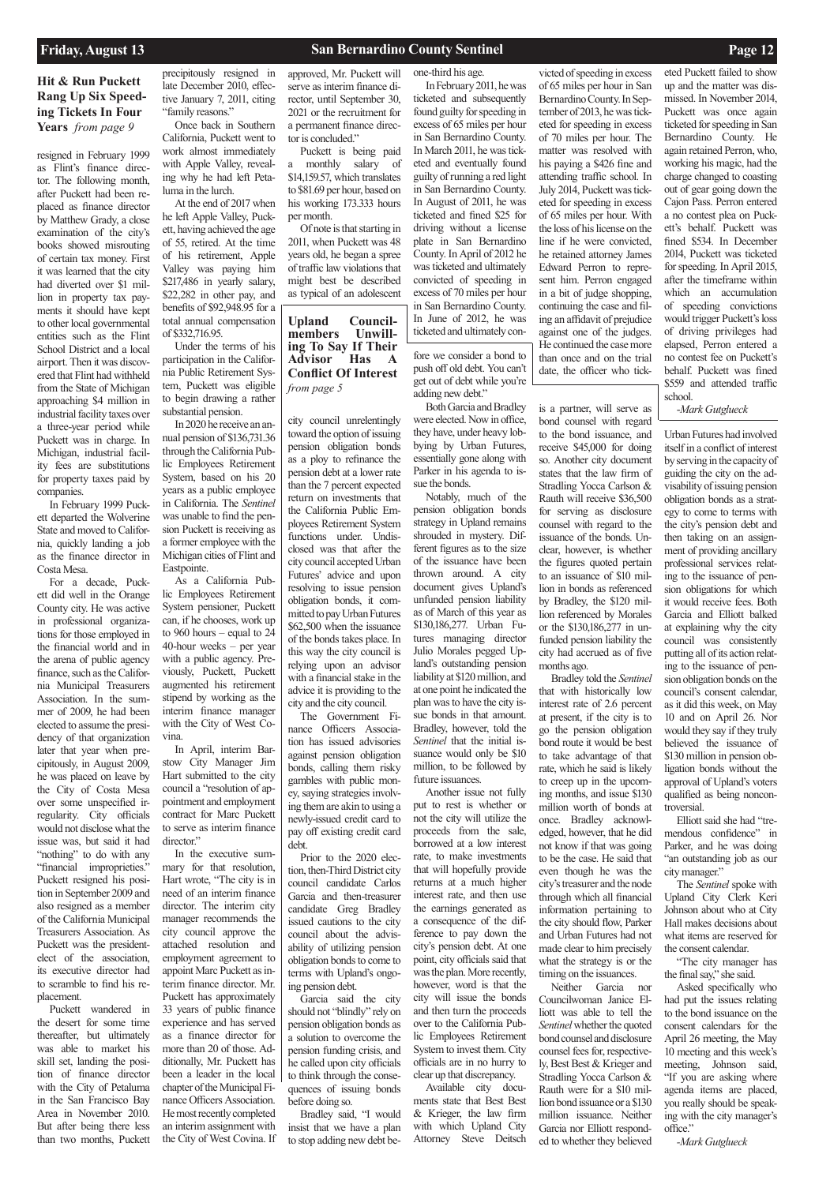## Hit & Run Puckett Rang Up Six Speeding Tickets In Four Years *from page 9*

resigned in February 1999 as Flint's finance director. The following month, after Puckett had been replaced as finance director by Matthew Grady, a close examination of the city's books showed misrouting of certain tax money. First it was learned that the city had diverted over $1 million in property tax payments it should have kept to other local governmental entities such as the Flint School District and a local airport. Then it was discovered that Flint had withheld from the State of Michigan approaching $4 million in industrial facility taxes over a three-year period while Puckett was in charge. In Michigan, industrial facility fees are substitutions for property taxes paid by companies.

In February 1999 Puckett departed the Wolverine State and moved to California, quickly landing a job as the finance director in Costa Mesa.

For a decade, Puckett did well in the Orange County city. He was active in professional organizations for those employed in the financial world and in the arena of public agency finance, such as the California Municipal Treasurers Association. In the summer of 2009, he had been elected to assume the presidency of that organization later that year when precipitously, in August 2009, he was placed on leave by the City of Costa Mesa over some unspecified irregularity. City officials would not disclose what the issue was, but said it had "nothing" to do with any "financial improprieties." Puckett resigned his position in September 2009 and also resigned as a member of the California Municipal Treasurers Association. As Puckett was the president-elect of the association, its executive director had to scramble to find his replacement.

Puckett wandered in the desert for some time thereafter, but ultimately was able to market his skill set, landing the position of finance director with the City of Petaluma in the San Francisco Bay Area in November 2010. But after being there less than two months, Puckett precipitously resigned in late December 2010, effective January 7, 2011, citing "family reasons."

Once back in Southern California, Puckett went to work almost immediately with Apple Valley, revealing why he had left Petaluma in the lurch.

At the end of 2017 when he left Apple Valley, Puckett, having achieved the age of 55, retired. At the time of his retirement, Apple Valley was paying him $217,486 in yearly salary, $22,282 in other pay, and benefits of $92,948.95 for a total annual compensation of $332,716.95.

Under the terms of his participation in the California Public Retirement System, Puckett was eligible to begin drawing a rather substantial pension.

In 2020 he receive an annual pension of $136,731.36 through the California Public Employees Retirement System, based on his 20 years as a public employee in California. The *Sentinel* was unable to find the pension Puckett is receiving as a former employee with the Michigan cities of Flint and Eastpointe.

As a California Public Employees Retirement System pensioner, Puckett can, if he chooses, work up to 960 hours – equal to 24 40-hour weeks – per year with a public agency. Previously, Puckett, Puckett augmented his retirement stipend by working as the interim finance manager with the City of West Covina.

In April, interim Barstow City Manager Jim Hart submitted to the city council a "resolution of appointment and employment contract for Marc Puckett to serve as interim finance director."

In the executive summary for that resolution, Hart wrote, "The city is in need of an interim finance director. The interim city manager recommends the city council approve the attached resolution and employment agreement to appoint Marc Puckett as interim finance director. Mr. Puckett has approximately 33 years of public finance experience and has served as a finance director for more than 20 of those. Additionally, Mr. Puckett has been a leader in the local chapter of the Municipal Finance Officers Association. He most recently completed an interim assignment with the City of West Covina. If approved, Mr. Puckett will serve as interim finance director, until September 30, 2021 or the recruitment for a permanent finance director is concluded."

Puckett is being paid a monthly salary of $14,159.57, which translates to $81.69 per hour, based on his working 173.333 hours per month.

Of note is that starting in 2011, when Puckett was 48 years old, he began a spree of traffic law violations that might best be described as typical of an adolescent one-third his age.

In February 2011, he was ticketed and subsequently found guilty for speeding in excess of 65 miles per hour in San Bernardino County. In March 2011, he was ticketed and eventually found guilty of running a red light in San Bernardino County. In August of 2011, he was ticketed and fined $25 for driving without a license plate in San Bernardino County. In April of 2012 he was ticketed and ultimately convicted of speeding in excess of 70 miles per hour in San Bernardino County. In June of 2012, he was ticketed and ultimately convicted of speeding in excess of 65 miles per hour in San Bernardino County. In September of 2013, he was ticketed for speeding in excess of 70 miles per hour. The matter was resolved with his paying a $426 fine and attending traffic school. In July 2014, Puckett was ticketed for speeding in excess of 65 miles per hour. With the loss of his license on the line if he were convicted, he retained attorney James Edward Perron to represent him. Perron engaged in a bit of judge shopping, continuing the case and filing an affidavit of prejudice against one of the judges. He continued the case more than once and on the trial date, the officer who ticketed Puckett failed to show up and the matter was dismissed. In November 2014, Puckett was once again ticketed for speeding in San Bernardino County. He again retained Perron, who, working his magic, had the charge changed to coasting out of gear going down the Cajon Pass. Perron entered a no contest plea on Puckett's behalf. Puckett was fined $534. In December 2014, Puckett was ticketed for speeding. In April 2015, after the timeframe within which an accumulation of speeding convictions would trigger Puckett's loss of driving privileges had elapsed, Perron entered a no contest fee on Puckett's behalf. Puckett was fined $559 and attended traffic school.

*-Mark Gutglueck*

## Upland Councilmembers Unwilling To Say If Their Advisor Has A Conflict Of Interest *from page 5*

city council unrelentingly toward the option of issuing pension obligation bonds as a ploy to refinance the pension debt at a lower rate than the 7 percent expected return on investments that the California Public Employees Retirement System functions under. Undisclosed was that after the city council accepted Urban Futures' advice and upon resolving to issue pension obligation bonds, it committed to pay Urban Futures $62,500 when the issuance of the bonds takes place. In this way the city council is relying upon an advisor with a financial stake in the advice it is providing to the city and the city council.

The Government Finance Officers Association has issued advisories against pension obligation bonds, calling them risky gambles with public money, saying strategies involving them are akin to using a newly-issued credit card to pay off existing credit card debt.

Prior to the 2020 election, then-Third District city council candidate Carlos Garcia and then-treasurer candidate Greg Bradley issued cautions to the city council about the advisability of utilizing pension obligation bonds to come to terms with Upland's ongoing pension debt.

Garcia said the city should not "blindly" rely on pension obligation bonds as a solution to overcome the pension funding crisis, and he called upon city officials to think through the consequences of issuing bonds before doing so.

Bradley said, "I would insist that we have a plan to stop adding new debt before we consider a bond to push off old debt. You can't get out of debt while you're adding new debt."

Both Garcia and Bradley were elected. Now in office, they have, under heavy lobbying by Urban Futures, essentially gone along with Parker in his agenda to issue the bonds.

Notably, much of the pension obligation bonds strategy in Upland remains shrouded in mystery. Different figures as to the size of the issuance have been thrown around. A city document gives Upland's unfunded pension liability as of March of this year as $130,186,277. Urban Futures managing director Julio Morales pegged Upland's outstanding pension liability at $120 million, and at one point he indicated the plan was to have the city issue bonds in that amount. Bradley, however, told the *Sentinel* that the initial issuance would only be $10 million, to be followed by future issuances.

Another issue not fully put to rest is whether or not the city will utilize the proceeds from the sale, borrowed at a low interest rate, to make investments that will hopefully provide returns at a much higher interest rate, and then use the earnings generated as a consequence of the difference to pay down the city's pension debt. At one point, city officials said that was the plan. More recently, however, word is that the city will issue the bonds and then turn the proceeds over to the California Public Employees Retirement System to invest them. City officials are in no hurry to clear up that discrepancy.

Available city documents state that Best Best & Krieger, the law firm with which Upland City Attorney Steve Deitsch is a partner, will serve as bond counsel with regard to the bond issuance, and receive $45,000 for doing so. Another city document states that the law firm of Stradling Yocca Carlson & Rauth will receive $36,500 for serving as disclosure counsel with regard to the issuance of the bonds. Unclear, however, is whether the figures quoted pertain to an issuance of $10 million in bonds as referenced by Bradley, the $120 million referenced by Morales or the $130,186,277 in unfunded pension liability the city had accrued as of five months ago.

Bradley told the *Sentinel* that with historically low interest rate of 2.6 percent at present, if the city is to go the pension obligation bond route it would be best to take advantage of that rate, which he said is likely to creep up in the upcoming months, and issue $130 million worth of bonds at once. Bradley acknowledged, however, that he did not know if that was going to be the case. He said that even though he was the city's treasurer and the node through which all financial information pertaining to the city should flow, Parker and Urban Futures had not made clear to him precisely what the strategy is or the timing on the issuances.

Neither Garcia nor Councilwoman Janice Elliott was able to tell the *Sentinel* whether the quoted bond counsel and disclosure counsel fees for, respectively, Best Best & Krieger and Stradling Yocca Carlson & Rauth were for a $10 million bond issuance or a $130 million issuance. Neither Garcia nor Elliott responded to whether they believed Urban Futures had involved itself in a conflict of interest by serving in the capacity of guiding the city on the advisability of issuing pension obligation bonds as a strategy to come to terms with the city's pension debt and then taking on an assignment of providing ancillary professional services relating to the issuance of pension obligations for which it would receive fees. Both Garcia and Elliott balked at explaining why the city council was consistently putting all of its action relating to the issuance of pension obligation bonds on the council's consent calendar, as it did this week, on May 10 and on April 26. Nor would they say if they truly believed the issuance of $130 million in pension obligation bonds without the approval of Upland's voters qualified as being noncontroversial.

Elliott said she had "tremendous confidence" in Parker, and he was doing "an outstanding job as our city manager."

The *Sentinel* spoke with Upland City Clerk Keri Johnson about who at City Hall makes decisions about what items are reserved for the consent calendar.

"The city manager has the final say," she said.

Asked specifically who had put the issues relating to the bond issuance on the consent calendars for the April 26 meeting, the May 10 meeting and this week's meeting, Johnson said, "If you are asking where agenda items are placed, you really should be speaking with the city manager's office."

*-Mark Gutglueck*